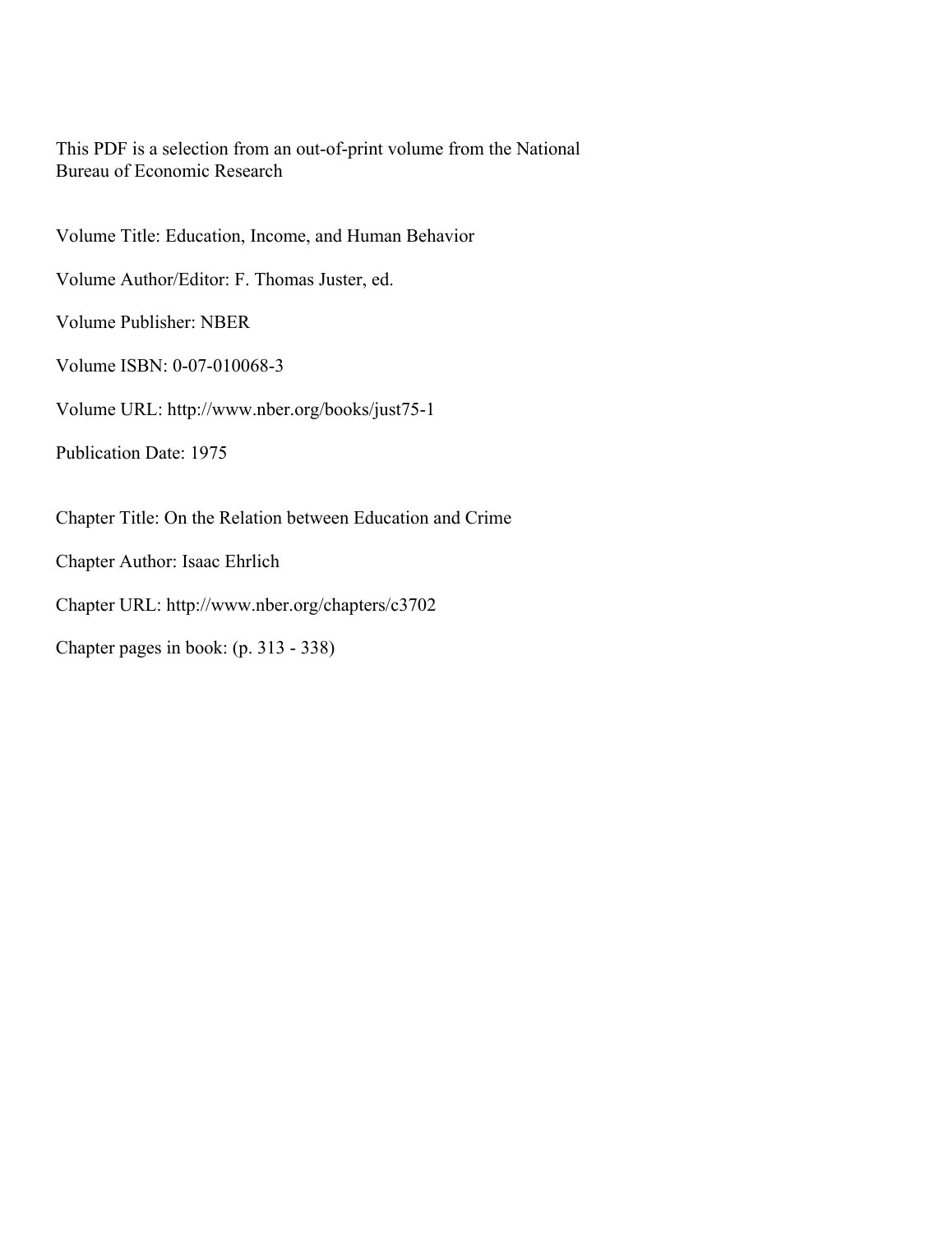This PDF is a selection from an out-of-print volume from the National Bureau of Economic Research

Volume Title: Education, Income, and Human Behavior

Volume Author/Editor: F. Thomas Juster, ed.

Volume Publisher: NBER

Volume ISBN: 0-07-010068-3

Volume URL: http://www.nber.org/books/just75-1

Publication Date: 1975

Chapter Title: On the Relation between Education and Crime

Chapter Author: Isaac Ehrlich

Chapter URL: http://www.nber.org/chapters/c3702

Chapter pages in book: (p. 313 - 338)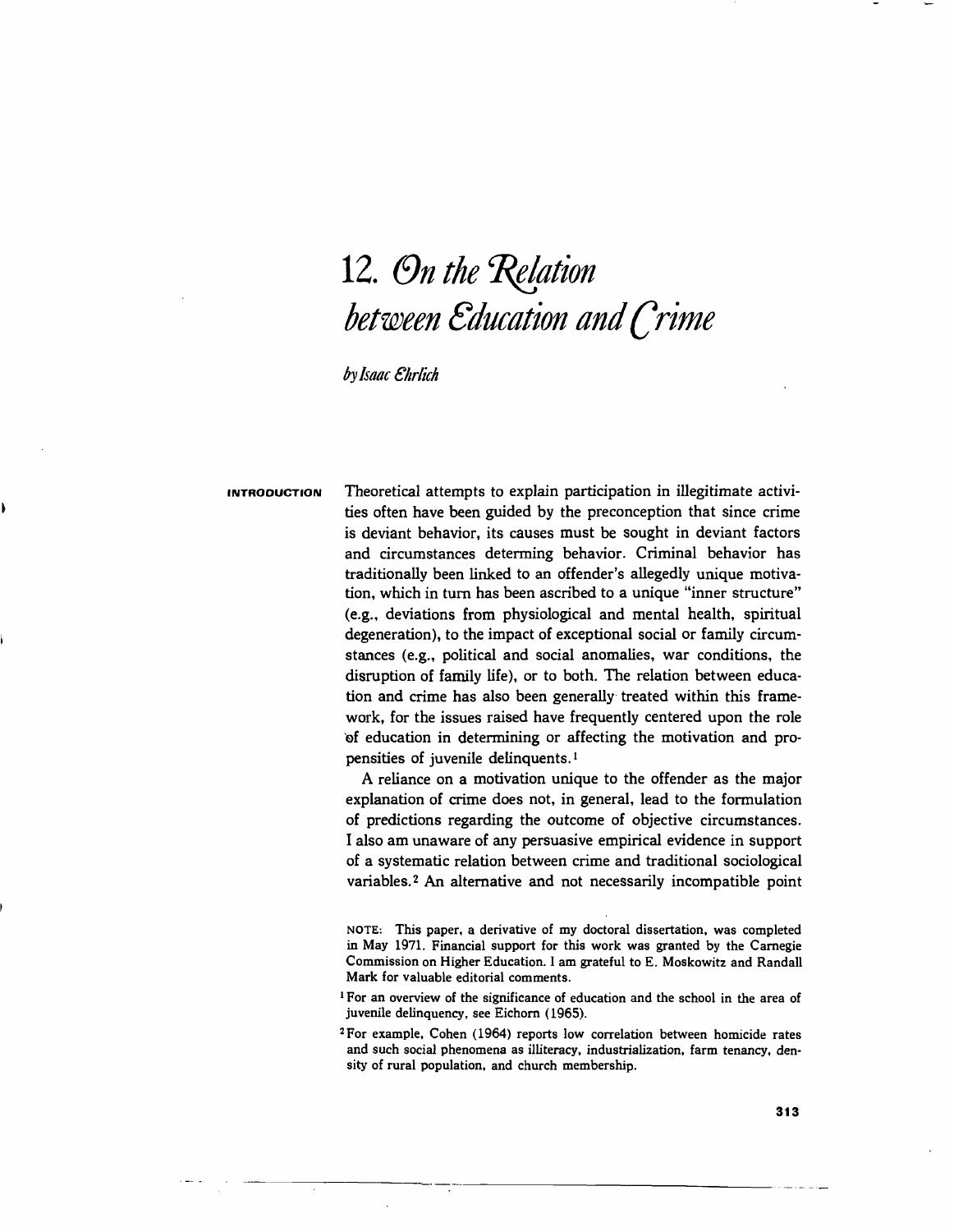# 12. On the Relation between Education and Crime

*by Isaac Ehrlich*

**INTRODUCTION**

Theoretical attempts to explain participation in illegitimate activities often have been guided by the preconception that since crime is deviant behavior, its causes must be sought in deviant factors and circumstances determing behavior. Criminal behavior has traditionally been linked to an offender's allegedly unique motivation, which in turn has been ascribed to a unique "inner structure" (e.g., deviations from physiological and mental health, spiritual degeneration), to the impact of exceptional social or family circumstances (e.g., political and social anomalies, war conditions, the disruption of family life), or to both. The relation between education and crime has also been generally treated within this framework, for the issues raised have frequently centered upon the role of education in determining or affecting the motivation and propensities of juvenile delinquents.[1]

A reliance on a motivation unique to the offender as the major explanation of crime does not, in general, lead to the formulation of predictions regarding the outcome of objective circumstances. I also am unaware of any persuasive empirical evidence in support of a systematic relation between crime and traditional sociological variables.[2] An alternative and not necessarily incompatible point

NOTE: This paper, a derivative of my doctoral dissertation, was completed in May 1971. Financial support for this work was granted by the Carnegie Commission on Higher Education. I am grateful to E. Moskowitz and Randall Mark for valuable editorial comments.

[1] For an overview of the significance of education and the school in the area of juvenile delinquency, see Eichorn (1965).

[2] For example, Cohen (1964) reports low correlation between homicide rates and such social phenomena as illiteracy, industrialization, farm tenancy, density of rural population, and church membership.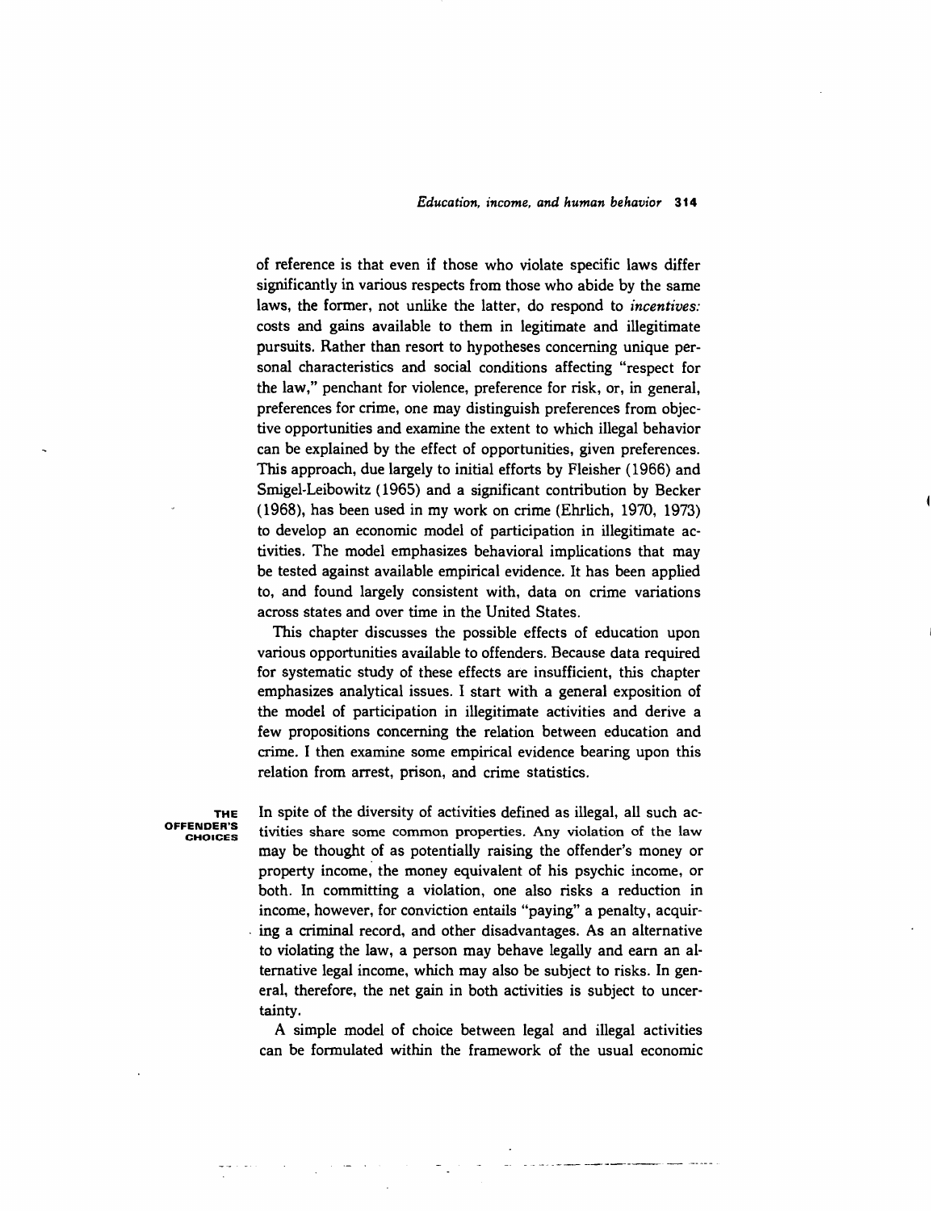of reference is that even if those who violate specific laws differ significantly in various respects from those who abide by the same laws, the former, not unlike the latter, do respond to *incentives:* costs and gains available to them in legitimate and illegitimate pursuits. Rather than resort to hypotheses concerning unique personal characteristics and social conditions affecting "respect for the law," penchant for violence, preference for risk, or, in general, preferences for crime, one may distinguish preferences from objective opportunities and examine the extent to which illegal behavior can be explained by the effect of opportunities, given preferences. This approach, due largely to initial efforts by Fleisher (1966) and Smigel-Leibowitz (1965) and a significant contribution by Becker (1968), has been used in my work on crime (Ehrlich, 1970, 1973) to develop an economic model of participation in illegitimate activities. The model emphasizes behavioral implications that may be tested against available empirical evidence. It has been applied to, and found largely consistent with, data on crime variations across states and over time in the United States.

This chapter discusses the possible effects of education upon various opportunities available to offenders. Because data required for systematic study of these effects are insufficient, this chapter emphasizes analytical issues. I start with a general exposition of the model of participation in illegitimate activities and derive a few propositions concerning the relation between education and crime. I then examine some empirical evidence bearing upon this relation from arrest, prison, and crime statistics.

## THE OFFENDER'S CHOICES

In spite of the diversity of activities defined as illegal, all such activities share some common properties. Any violation of the law may be thought of as potentially raising the offender's money or property income, the money equivalent of his psychic income, or both. In committing a violation, one also risks a reduction in income, however, for conviction entails "paying" a penalty, acquiring a criminal record, and other disadvantages. As an alternative to violating the law, a person may behave legally and earn an alternative legal income, which may also be subject to risks. In general, therefore, the net gain in both activities is subject to uncertainty.

A simple model of choice between legal and illegal activities can be formulated within the framework of the usual economic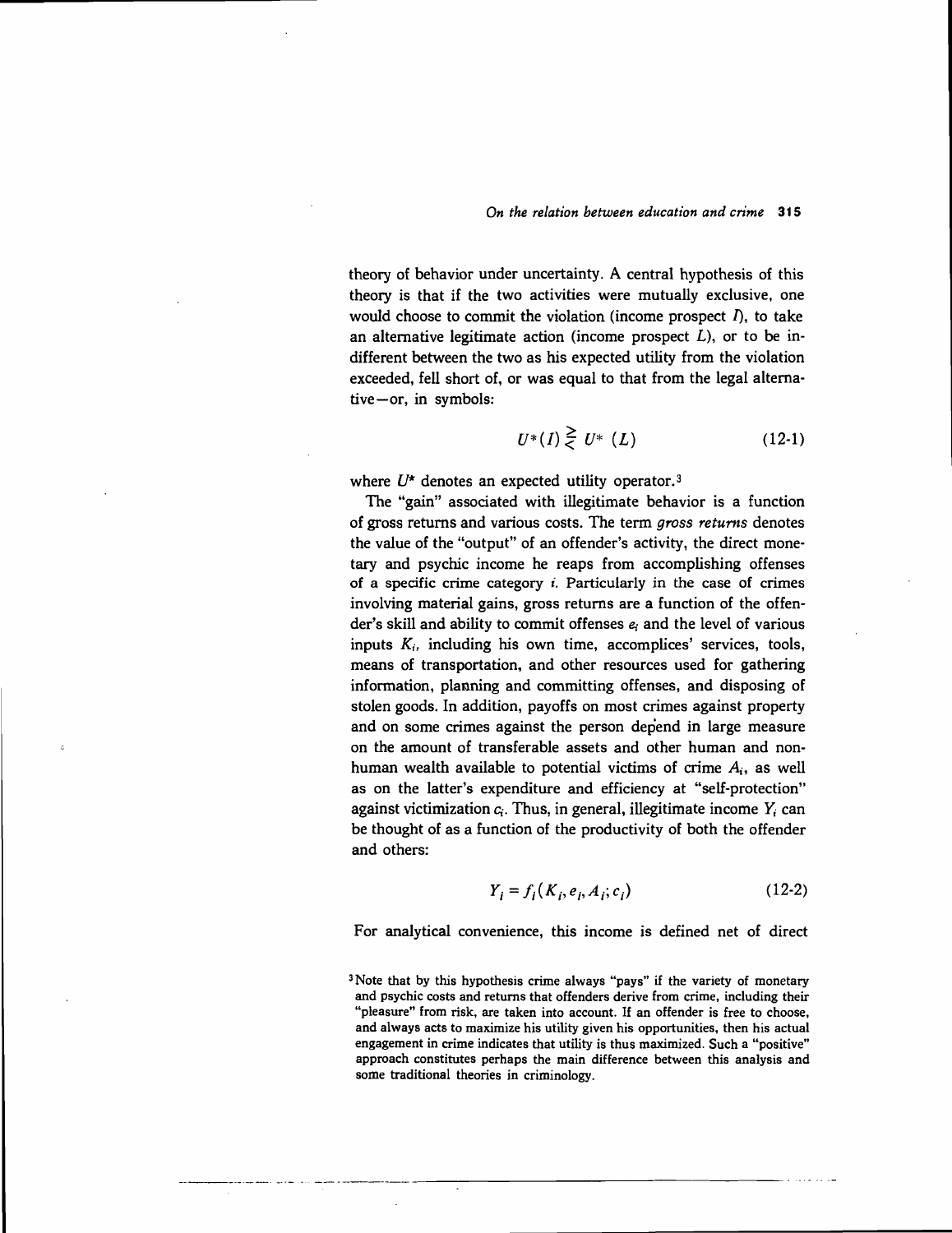theory of behavior under uncertainty. A central hypothesis of this theory is that if the two activities were mutually exclusive, one would choose to commit the violation (income prospect $I$), to take an alternative legitimate action (income prospect $L$), or to be indifferent between the two as his expected utility from the violation exceeded, fell short of, or was equal to that from the legal alternative—or, in symbols:

$$U^*(I) \gtreqless U^*(L) \tag{12-1}$$

where $U^*$ denotes an expected utility operator.[3]

The "gain" associated with illegitimate behavior is a function of gross returns and various costs. The term *gross returns* denotes the value of the "output" of an offender's activity, the direct monetary and psychic income he reaps from accomplishing offenses of a specific crime category $i$. Particularly in the case of crimes involving material gains, gross returns are a function of the offender's skill and ability to commit offenses $e_i$ and the level of various inputs $K_i$, including his own time, accomplices' services, tools, means of transportation, and other resources used for gathering information, planning and committing offenses, and disposing of stolen goods. In addition, payoffs on most crimes against property and on some crimes against the person depend in large measure on the amount of transferable assets and other human and nonhuman wealth available to potential victims of crime $A_i$, as well as on the latter's expenditure and efficiency at "self-protection" against victimization $c_i$. Thus, in general, illegitimate income $Y_i$ can be thought of as a function of the productivity of both the offender and others:

$$Y_i = f_i(K_i, e_i, A_i; c_i) \tag{12-2}$$

For analytical convenience, this income is defined net of direct

[3] Note that by this hypothesis crime always "pays" if the variety of monetary and psychic costs and returns that offenders derive from crime, including their "pleasure" from risk, are taken into account. If an offender is free to choose, and always acts to maximize his utility given his opportunities, then his actual engagement in crime indicates that utility is thus maximized. Such a "positive" approach constitutes perhaps the main difference between this analysis and some traditional theories in criminology.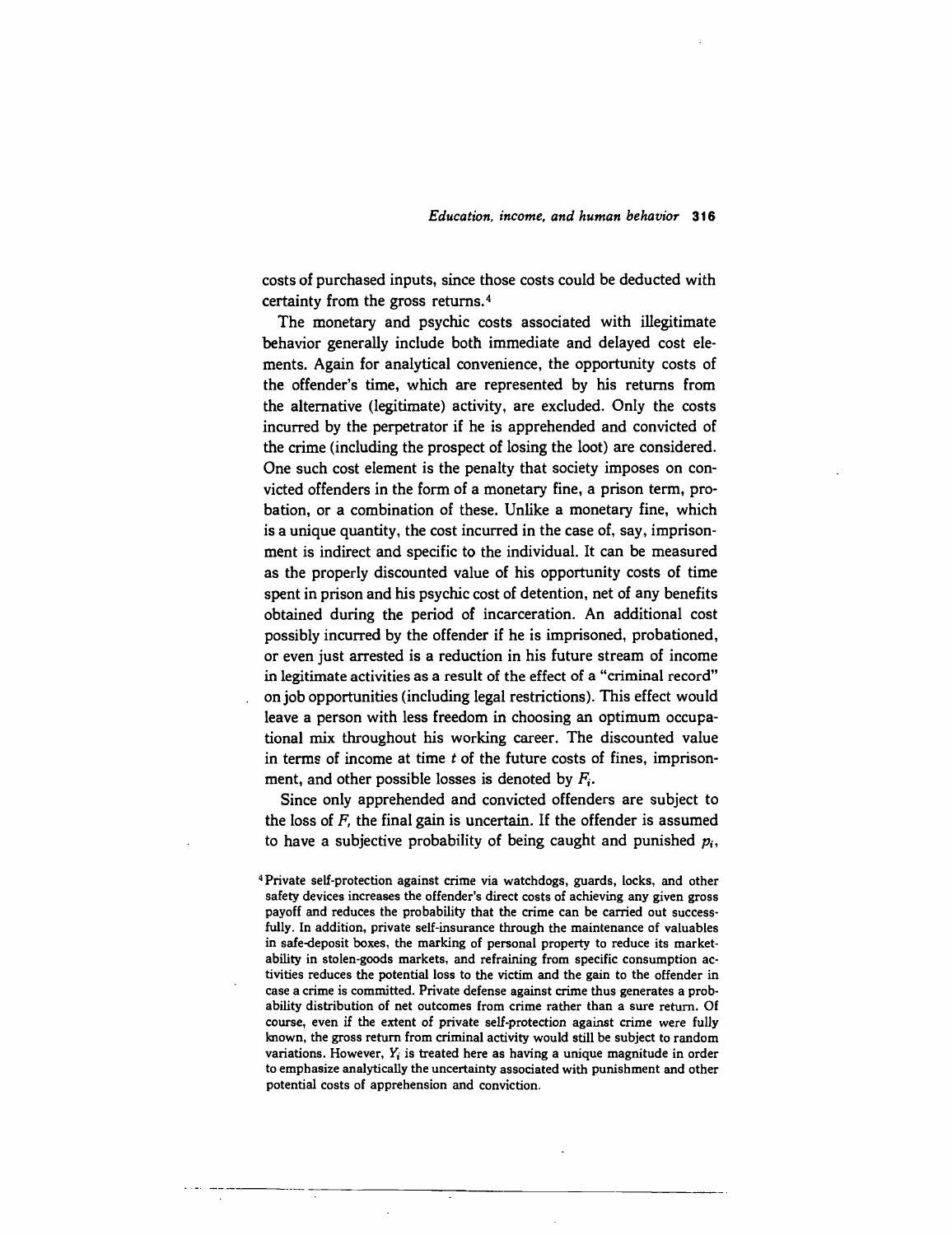costs of purchased inputs, since those costs could be deducted with certainty from the gross returns.[4]

The monetary and psychic costs associated with illegitimate behavior generally include both immediate and delayed cost elements. Again for analytical convenience, the opportunity costs of the offender's time, which are represented by his returns from the alternative (legitimate) activity, are excluded. Only the costs incurred by the perpetrator if he is apprehended and convicted of the crime (including the prospect of losing the loot) are considered. One such cost element is the penalty that society imposes on convicted offenders in the form of a monetary fine, a prison term, probation, or a combination of these. Unlike a monetary fine, which is a unique quantity, the cost incurred in the case of, say, imprisonment is indirect and specific to the individual. It can be measured as the properly discounted value of his opportunity costs of time spent in prison and his psychic cost of detention, net of any benefits obtained during the period of incarceration. An additional cost possibly incurred by the offender if he is imprisoned, probationed, or even just arrested is a reduction in his future stream of income in legitimate activities as a result of the effect of a "criminal record" on job opportunities (including legal restrictions). This effect would leave a person with less freedom in choosing an optimum occupational mix throughout his working career. The discounted value in terms of income at time $t$ of the future costs of fines, imprisonment, and other possible losses is denoted by $F_i$.

Since only apprehended and convicted offenders are subject to the loss of $F$, the final gain is uncertain. If the offender is assumed to have a subjective probability of being caught and punished $p_i$,

[4] Private self-protection against crime via watchdogs, guards, locks, and other safety devices increases the offender's direct costs of achieving any given gross payoff and reduces the probability that the crime can be carried out successfully. In addition, private self-insurance through the maintenance of valuables in safe-deposit boxes, the marking of personal property to reduce its marketability in stolen-goods markets, and refraining from specific consumption activities reduces the potential loss to the victim and the gain to the offender in case a crime is committed. Private defense against crime thus generates a probability distribution of net outcomes from crime rather than a sure return. Of course, even if the extent of private self-protection against crime were fully known, the gross return from criminal activity would still be subject to random variations. However, $Y_i$ is treated here as having a unique magnitude in order to emphasize analytically the uncertainty associated with punishment and other potential costs of apprehension and conviction.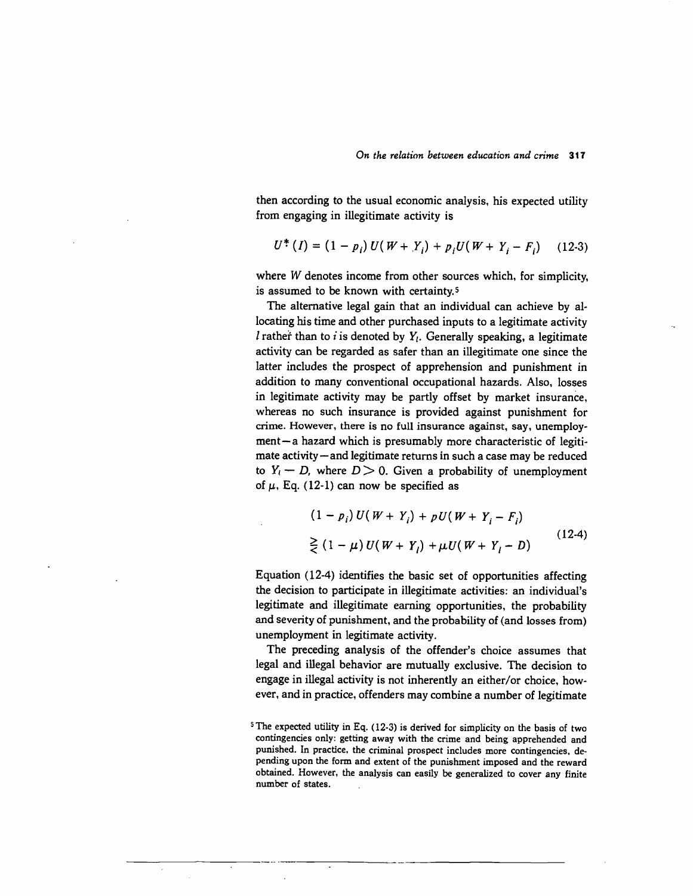then according to the usual economic analysis, his expected utility from engaging in illegitimate activity is

$$U_i^*(I) = (1 - p_i)\,U(W + Y_i) + p_i U(W + Y_i - F_i) \qquad (12\text{-}3)$$

where $W$ denotes income from other sources which, for simplicity, is assumed to be known with certainty.[5]

The alternative legal gain that an individual can achieve by allocating his time and other purchased inputs to a legitimate activity $l$ rather than to $i$ is denoted by $Y_l$. Generally speaking, a legitimate activity can be regarded as safer than an illegitimate one since the latter includes the prospect of apprehension and punishment in addition to many conventional occupational hazards. Also, losses in legitimate activity may be partly offset by market insurance, whereas no such insurance is provided against punishment for crime. However, there is no full insurance against, say, unemployment—a hazard which is presumably more characteristic of legitimate activity—and legitimate returns in such a case may be reduced to $Y_l - D$, where $D > 0$. Given a probability of unemployment of $\mu$, Eq. (12-1) can now be specified as

$$\begin{aligned}&(1 - p_i)\,U(W + Y_i) + pU(W + Y_i - F_i)\\ &\gtreqless (1 - \mu)\,U(W + Y_l) + \mu U(W + Y_l - D)\end{aligned} \qquad (12\text{-}4)$$

Equation (12-4) identifies the basic set of opportunities affecting the decision to participate in illegitimate activities: an individual's legitimate and illegitimate earning opportunities, the probability and severity of punishment, and the probability of (and losses from) unemployment in legitimate activity.

The preceding analysis of the offender's choice assumes that legal and illegal behavior are mutually exclusive. The decision to engage in illegal activity is not inherently an either/or choice, however, and in practice, offenders may combine a number of legitimate

[5] The expected utility in Eq. (12-3) is derived for simplicity on the basis of two contingencies only: getting away with the crime and being apprehended and punished. In practice, the criminal prospect includes more contingencies, depending upon the form and extent of the punishment imposed and the reward obtained. However, the analysis can easily be generalized to cover any finite number of states.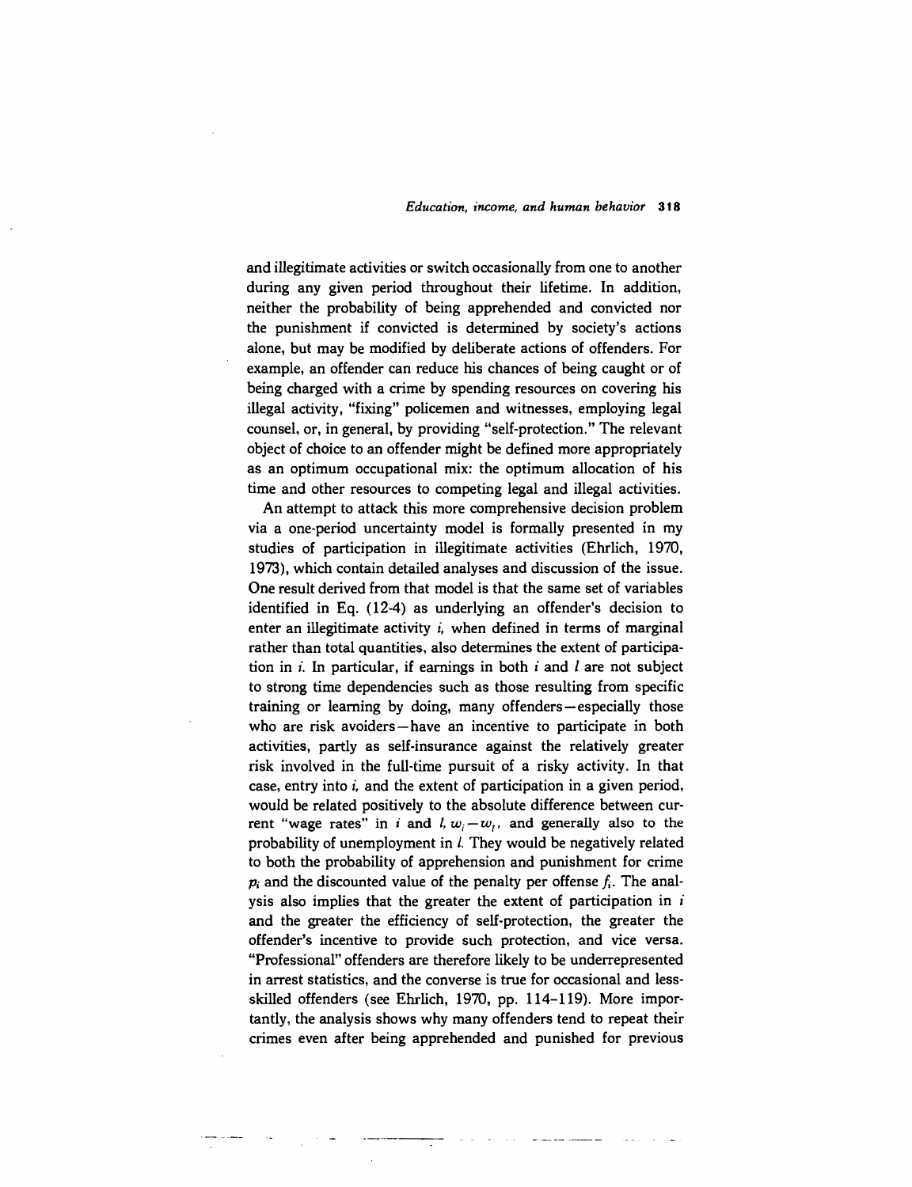and illegitimate activities or switch occasionally from one to another during any given period throughout their lifetime. In addition, neither the probability of being apprehended and convicted nor the punishment if convicted is determined by society's actions alone, but may be modified by deliberate actions of offenders. For example, an offender can reduce his chances of being caught or of being charged with a crime by spending resources on covering his illegal activity, "fixing" policemen and witnesses, employing legal counsel, or, in general, by providing "self-protection." The relevant object of choice to an offender might be defined more appropriately as an optimum occupational mix: the optimum allocation of his time and other resources to competing legal and illegal activities.

An attempt to attack this more comprehensive decision problem via a one-period uncertainty model is formally presented in my studies of participation in illegitimate activities (Ehrlich, 1970, 1973), which contain detailed analyses and discussion of the issue. One result derived from that model is that the same set of variables identified in Eq. (12-4) as underlying an offender's decision to enter an illegitimate activity $i$, when defined in terms of marginal rather than total quantities, also determines the extent of participation in $i$. In particular, if earnings in both $i$ and $l$ are not subject to strong time dependencies such as those resulting from specific training or learning by doing, many offenders—especially those who are risk avoiders—have an incentive to participate in both activities, partly as self-insurance against the relatively greater risk involved in the full-time pursuit of a risky activity. In that case, entry into $i$, and the extent of participation in a given period, would be related positively to the absolute difference between current "wage rates" in $i$ and $l$, $w_i - w_l$, and generally also to the probability of unemployment in $l$. They would be negatively related to both the probability of apprehension and punishment for crime $p_i$ and the discounted value of the penalty per offense $f_i$. The analysis also implies that the greater the extent of participation in $i$ and the greater the efficiency of self-protection, the greater the offender's incentive to provide such protection, and vice versa. "Professional" offenders are therefore likely to be underrepresented in arrest statistics, and the converse is true for occasional and less-skilled offenders (see Ehrlich, 1970, pp. 114–119). More importantly, the analysis shows why many offenders tend to repeat their crimes even after being apprehended and punished for previous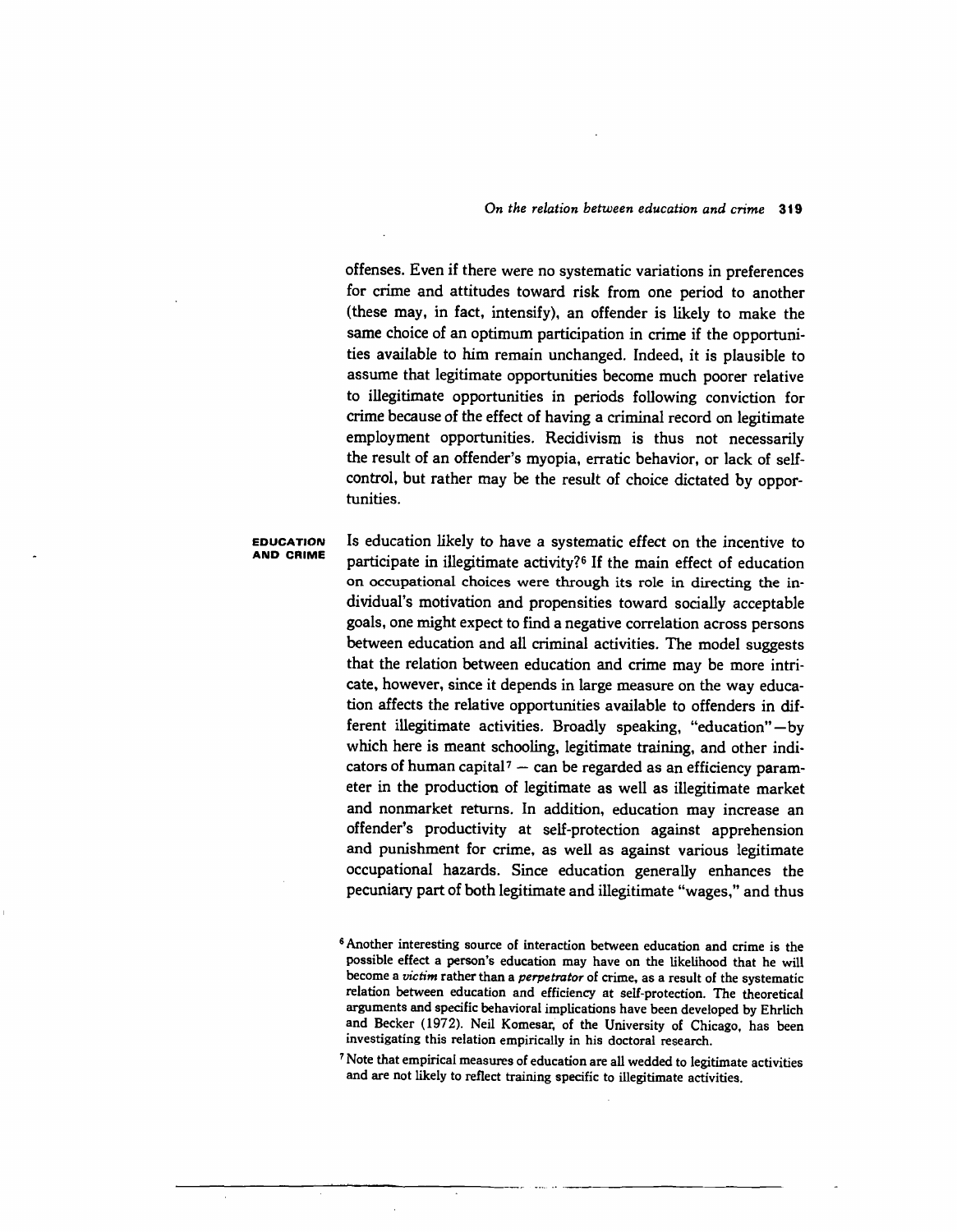offenses. Even if there were no systematic variations in preferences for crime and attitudes toward risk from one period to another (these may, in fact, intensify), an offender is likely to make the same choice of an optimum participation in crime if the opportunities available to him remain unchanged. Indeed, it is plausible to assume that legitimate opportunities become much poorer relative to illegitimate opportunities in periods following conviction for crime because of the effect of having a criminal record on legitimate employment opportunities. Recidivism is thus not necessarily the result of an offender's myopia, erratic behavior, or lack of self-control, but rather may be the result of choice dictated by opportunities.

## EDUCATION AND CRIME

Is education likely to have a systematic effect on the incentive to participate in illegitimate activity?[6] If the main effect of education on occupational choices were through its role in directing the individual's motivation and propensities toward socially acceptable goals, one might expect to find a negative correlation across persons between education and all criminal activities. The model suggests that the relation between education and crime may be more intricate, however, since it depends in large measure on the way education affects the relative opportunities available to offenders in different illegitimate activities. Broadly speaking, "education"—by which here is meant schooling, legitimate training, and other indicators of human capital[7] — can be regarded as an efficiency parameter in the production of legitimate as well as illegitimate market and nonmarket returns. In addition, education may increase an offender's productivity at self-protection against apprehension and punishment for crime, as well as against various legitimate occupational hazards. Since education generally enhances the pecuniary part of both legitimate and illegitimate "wages," and thus

[6] Another interesting source of interaction between education and crime is the possible effect a person's education may have on the likelihood that he will become a *victim* rather than a *perpetrator* of crime, as a result of the systematic relation between education and efficiency at self-protection. The theoretical arguments and specific behavioral implications have been developed by Ehrlich and Becker (1972). Neil Komesar, of the University of Chicago, has been investigating this relation empirically in his doctoral research.

[7] Note that empirical measures of education are all wedded to legitimate activities and are not likely to reflect training specific to illegitimate activities.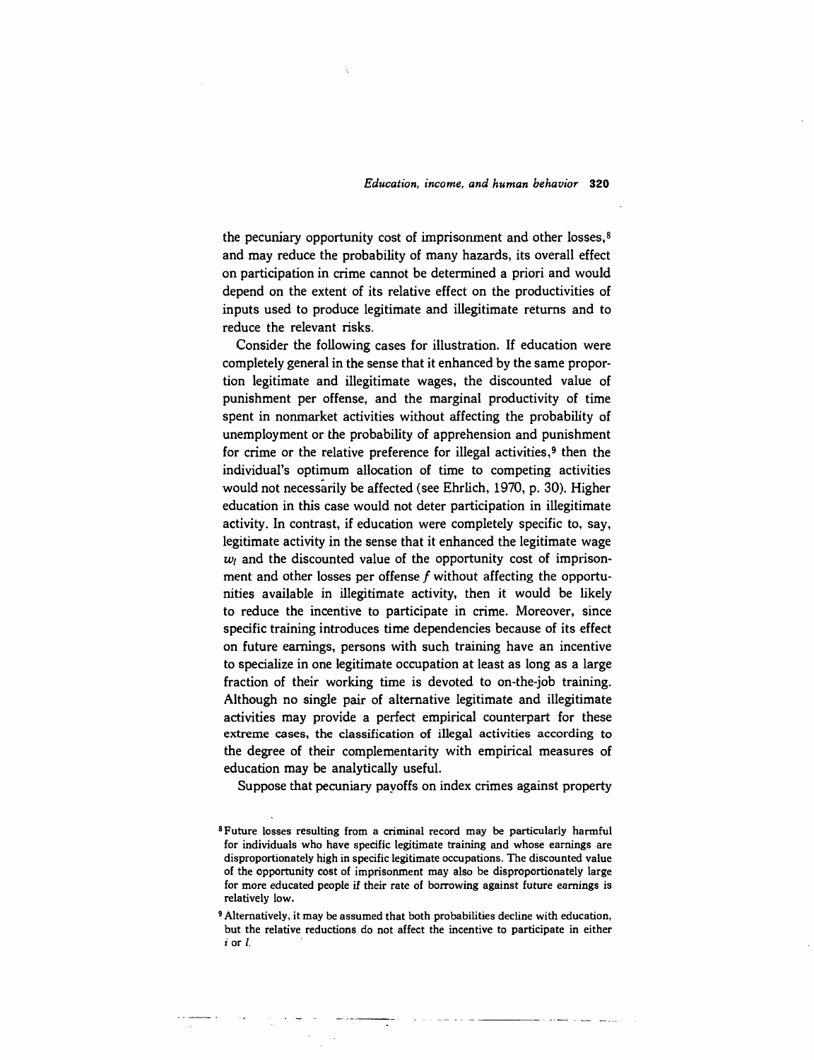the pecuniary opportunity cost of imprisonment and other losses,[8] and may reduce the probability of many hazards, its overall effect on participation in crime cannot be determined a priori and would depend on the extent of its relative effect on the productivities of inputs used to produce legitimate and illegitimate returns and to reduce the relevant risks.

Consider the following cases for illustration. If education were completely general in the sense that it enhanced by the same proportion legitimate and illegitimate wages, the discounted value of punishment per offense, and the marginal productivity of time spent in nonmarket activities without affecting the probability of unemployment or the probability of apprehension and punishment for crime or the relative preference for illegal activities,[9] then the individual's optimum allocation of time to competing activities would not necessarily be affected (see Ehrlich, 1970, p. 30). Higher education in this case would not deter participation in illegitimate activity. In contrast, if education were completely specific to, say, legitimate activity in the sense that it enhanced the legitimate wage $w_l$ and the discounted value of the opportunity cost of imprisonment and other losses per offense $f$ without affecting the opportunities available in illegitimate activity, then it would be likely to reduce the incentive to participate in crime. Moreover, since specific training introduces time dependencies because of its effect on future earnings, persons with such training have an incentive to specialize in one legitimate occupation at least as long as a large fraction of their working time is devoted to on-the-job training. Although no single pair of alternative legitimate and illegitimate activities may provide a perfect empirical counterpart for these extreme cases, the classification of illegal activities according to the degree of their complementarity with empirical measures of education may be analytically useful.

Suppose that pecuniary payoffs on index crimes against property

[8] Future losses resulting from a criminal record may be particularly harmful for individuals who have specific legitimate training and whose earnings are disproportionately high in specific legitimate occupations. The discounted value of the opportunity cost of imprisonment may also be disproportionately large for more educated people if their rate of borrowing against future earnings is relatively low.

[9] Alternatively, it may be assumed that both probabilities decline with education, but the relative reductions do not affect the incentive to participate in either $i$ or $l$.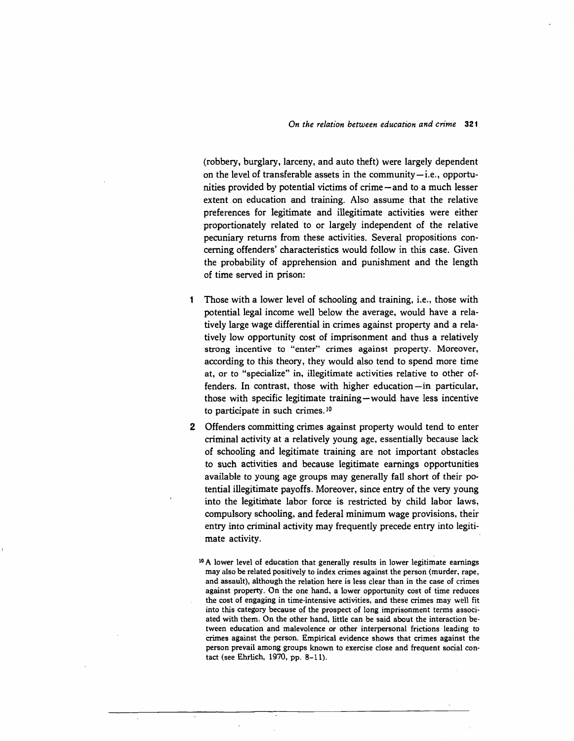(robbery, burglary, larceny, and auto theft) were largely dependent on the level of transferable assets in the community—i.e., opportunities provided by potential victims of crime—and to a much lesser extent on education and training. Also assume that the relative preferences for legitimate and illegitimate activities were either proportionately related to or largely independent of the relative pecuniary returns from these activities. Several propositions concerning offenders' characteristics would follow in this case. Given the probability of apprehension and punishment and the length of time served in prison:

1. Those with a lower level of schooling and training, i.e., those with potential legal income well below the average, would have a relatively large wage differential in crimes against property and a relatively low opportunity cost of imprisonment and thus a relatively strong incentive to "enter" crimes against property. Moreover, according to this theory, they would also tend to spend more time at, or to "specialize" in, illegitimate activities relative to other offenders. In contrast, those with higher education—in particular, those with specific legitimate training—would have less incentive to participate in such crimes.[10]

2. Offenders committing crimes against property would tend to enter criminal activity at a relatively young age, essentially because lack of schooling and legitimate training are not important obstacles to such activities and because legitimate earnings opportunities available to young age groups may generally fall short of their potential illegitimate payoffs. Moreover, since entry of the very young into the legitimate labor force is restricted by child labor laws, compulsory schooling, and federal minimum wage provisions, their entry into criminal activity may frequently precede entry into legitimate activity.

[10] A lower level of education that generally results in lower legitimate earnings may also be related positively to index crimes against the person (murder, rape, and assault), although the relation here is less clear than in the case of crimes against property. On the one hand, a lower opportunity cost of time reduces the cost of engaging in time-intensive activities, and these crimes may well fit into this category because of the prospect of long imprisonment terms associated with them. On the other hand, little can be said about the interaction between education and malevolence or other interpersonal frictions leading to crimes against the person. Empirical evidence shows that crimes against the person prevail among groups known to exercise close and frequent social contact (see Ehrlich, 1970, pp. 8–11).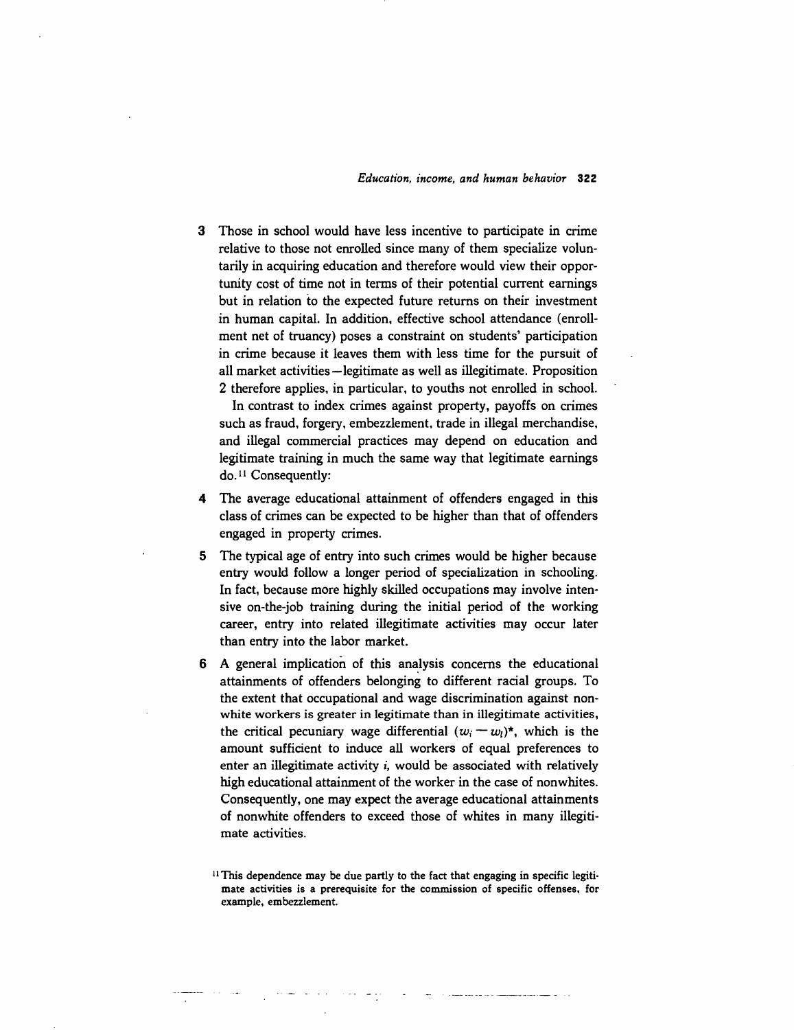3. Those in school would have less incentive to participate in crime relative to those not enrolled since many of them specialize voluntarily in acquiring education and therefore would view their opportunity cost of time not in terms of their potential current earnings but in relation to the expected future returns on their investment in human capital. In addition, effective school attendance (enrollment net of truancy) poses a constraint on students' participation in crime because it leaves them with less time for the pursuit of all market activities—legitimate as well as illegitimate. Proposition 2 therefore applies, in particular, to youths not enrolled in school.

   In contrast to index crimes against property, payoffs on crimes such as fraud, forgery, embezzlement, trade in illegal merchandise, and illegal commercial practices may depend on education and legitimate training in much the same way that legitimate earnings do.[11] Consequently:

4. The average educational attainment of offenders engaged in this class of crimes can be expected to be higher than that of offenders engaged in property crimes.

5. The typical age of entry into such crimes would be higher because entry would follow a longer period of specialization in schooling. In fact, because more highly skilled occupations may involve intensive on-the-job training during the initial period of the working career, entry into related illegitimate activities may occur later than entry into the labor market.

6. A general implication of this analysis concerns the educational attainments of offenders belonging to different racial groups. To the extent that occupational and wage discrimination against nonwhite workers is greater in legitimate than in illegitimate activities, the critical pecuniary wage differential $(w_i - w_l)^*$, which is the amount sufficient to induce all workers of equal preferences to enter an illegitimate activity $i$, would be associated with relatively high educational attainment of the worker in the case of nonwhites. Consequently, one may expect the average educational attainments of nonwhite offenders to exceed those of whites in many illegitimate activities.

[11] This dependence may be due partly to the fact that engaging in specific legitimate activities is a prerequisite for the commission of specific offenses, for example, embezzlement.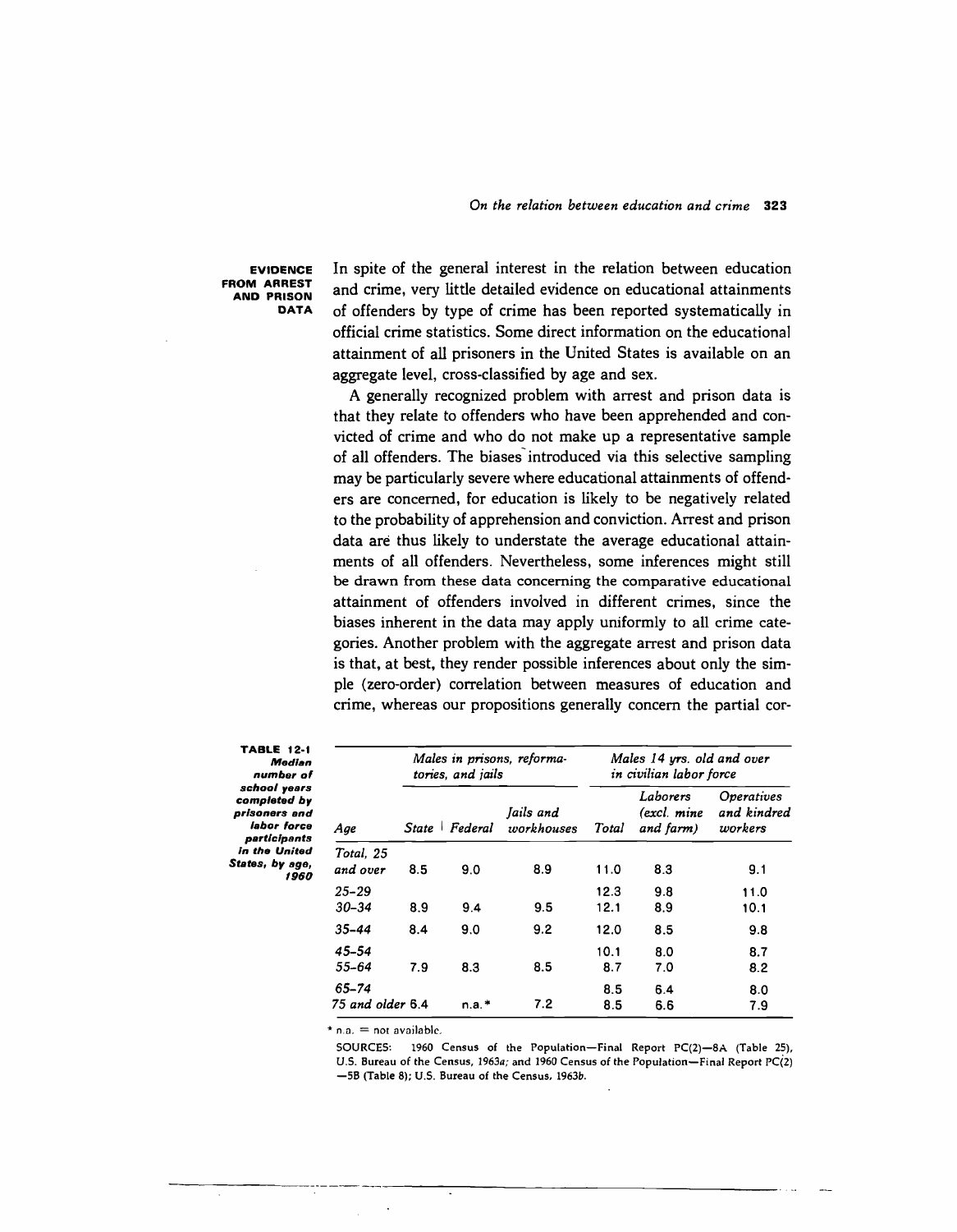## EVIDENCE FROM ARREST AND PRISON DATA

In spite of the general interest in the relation between education and crime, very little detailed evidence on educational attainments of offenders by type of crime has been reported systematically in official crime statistics. Some direct information on the educational attainment of all prisoners in the United States is available on an aggregate level, cross-classified by age and sex.

A generally recognized problem with arrest and prison data is that they relate to offenders who have been apprehended and convicted of crime and who do not make up a representative sample of all offenders. The biases introduced via this selective sampling may be particularly severe where educational attainments of offenders are concerned, for education is likely to be negatively related to the probability of apprehension and conviction. Arrest and prison data are thus likely to understate the average educational attainments of all offenders. Nevertheless, some inferences might still be drawn from these data concerning the comparative educational attainment of offenders involved in different crimes, since the biases inherent in the data may apply uniformly to all crime categories. Another problem with the aggregate arrest and prison data is that, at best, they render possible inferences about only the simple (zero-order) correlation between measures of education and crime, whereas our propositions generally concern the partial cor-

**TABLE 12-1** **Median number of school years completed by prisoners and labor force participants in the United States, by age, 1960**

| | *Males in prisons, reformatories, and jails* | | | *Males 14 yrs. old and over in civilian labor force* | | |
|---|---|---|---|---|---|---|
| *Age* | *State* | *Federal* | *Jails and workhouses* | *Total* | *Laborers (excl. mine and farm)* | *Operatives and kindred workers* |
| Total, 25 and over | 8.5 | 9.0 | 8.9 | 11.0 | 8.3 | 9.1 |
| 25–29 | | | | 12.3 | 9.8 | 11.0 |
| 30–34 | 8.9 | 9.4 | 9.5 | 12.1 | 8.9 | 10.1 |
| 35–44 | 8.4 | 9.0 | 9.2 | 12.0 | 8.5 | 9.8 |
| 45–54 | | | | 10.1 | 8.0 | 8.7 |
| 55–64 | 7.9 | 8.3 | 8.5 | 8.7 | 7.0 | 8.2 |
| 65–74 | | | | 8.5 | 6.4 | 8.0 |
| 75 and older | 6.4 | n.a.* | 7.2 | 8.5 | 6.6 | 7.9 |

\* n.a. = not available.

SOURCES: 1960 Census of the Population—Final Report PC(2)—8A (Table 25), U.S. Bureau of the Census, 1963*a*; and 1960 Census of the Population—Final Report PC(2)—5B (Table 8); U.S. Bureau of the Census, 1963*b*.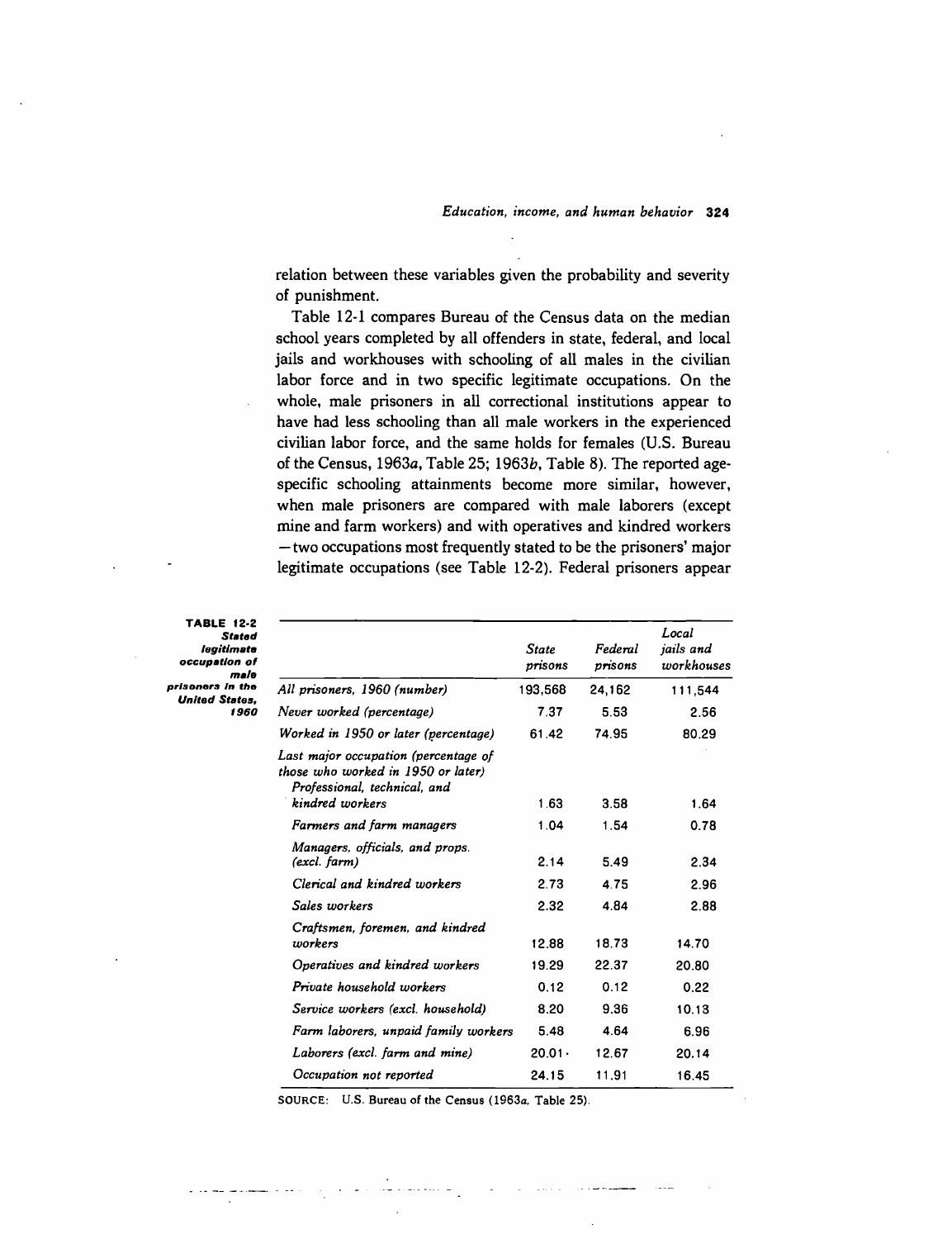relation between these variables given the probability and severity of punishment.

Table 12-1 compares Bureau of the Census data on the median school years completed by all offenders in state, federal, and local jails and workhouses with schooling of all males in the civilian labor force and in two specific legitimate occupations. On the whole, male prisoners in all correctional institutions appear to have had less schooling than all male workers in the experienced civilian labor force, and the same holds for females (U.S. Bureau of the Census, 1963*a*, Table 25; 1963*b*, Table 8). The reported age-specific schooling attainments become more similar, however, when male prisoners are compared with male laborers (except mine and farm workers) and with operatives and kindred workers — two occupations most frequently stated to be the prisoners' major legitimate occupations (see Table 12-2). Federal prisoners appear

**TABLE 12-2 Stated legitimate occupation of male prisoners in the United States, 1960**

| | *State prisons* | *Federal prisons* | *Local jails and workhouses* |
|---|---|---|---|
| *All prisoners, 1960 (number)* | 193,568 | 24,162 | 111,544 |
| *Never worked (percentage)* | 7.37 | 5.53 | 2.56 |
| *Worked in 1950 or later (percentage)* | 61.42 | 74.95 | 80.29 |
| *Last major occupation (percentage of those who worked in 1950 or later)* | | | |
| *Professional, technical, and kindred workers* | 1.63 | 3.58 | 1.64 |
| *Farmers and farm managers* | 1.04 | 1.54 | 0.78 |
| *Managers, officials, and props. (excl. farm)* | 2.14 | 5.49 | 2.34 |
| *Clerical and kindred workers* | 2.73 | 4.75 | 2.96 |
| *Sales workers* | 2.32 | 4.84 | 2.88 |
| *Craftsmen, foremen, and kindred workers* | 12.88 | 18.73 | 14.70 |
| *Operatives and kindred workers* | 19.29 | 22.37 | 20.80 |
| *Private household workers* | 0.12 | 0.12 | 0.22 |
| *Service workers (excl. household)* | 8.20 | 9.36 | 10.13 |
| *Farm laborers, unpaid family workers* | 5.48 | 4.64 | 6.96 |
| *Laborers (excl. farm and mine)* | 20.01 | 12.67 | 20.14 |
| *Occupation not reported* | 24.15 | 11.91 | 16.45 |

SOURCE: U.S. Bureau of the Census (1963*a*, Table 25).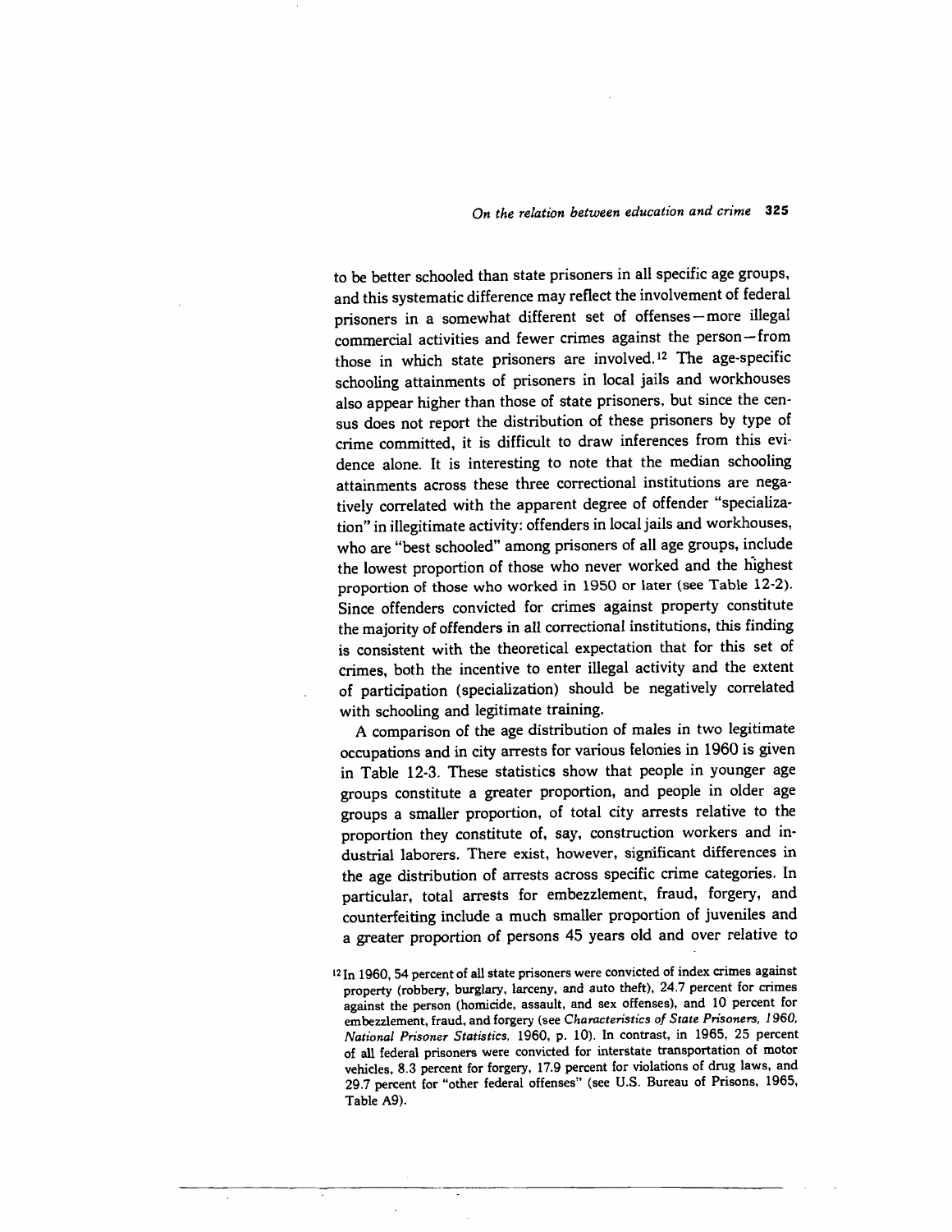to be better schooled than state prisoners in all specific age groups, and this systematic difference may reflect the involvement of federal prisoners in a somewhat different set of offenses—more illegal commercial activities and fewer crimes against the person—from those in which state prisoners are involved.[12] The age-specific schooling attainments of prisoners in local jails and workhouses also appear higher than those of state prisoners, but since the census does not report the distribution of these prisoners by type of crime committed, it is difficult to draw inferences from this evidence alone. It is interesting to note that the median schooling attainments across these three correctional institutions are negatively correlated with the apparent degree of offender "specialization" in illegitimate activity: offenders in local jails and workhouses, who are "best schooled" among prisoners of all age groups, include the lowest proportion of those who never worked and the highest proportion of those who worked in 1950 or later (see Table 12-2). Since offenders convicted for crimes against property constitute the majority of offenders in all correctional institutions, this finding is consistent with the theoretical expectation that for this set of crimes, both the incentive to enter illegal activity and the extent of participation (specialization) should be negatively correlated with schooling and legitimate training.

A comparison of the age distribution of males in two legitimate occupations and in city arrests for various felonies in 1960 is given in Table 12-3. These statistics show that people in younger age groups constitute a greater proportion, and people in older age groups a smaller proportion, of total city arrests relative to the proportion they constitute of, say, construction workers and industrial laborers. There exist, however, significant differences in the age distribution of arrests across specific crime categories. In particular, total arrests for embezzlement, fraud, forgery, and counterfeiting include a much smaller proportion of juveniles and a greater proportion of persons 45 years old and over relative to

[12] In 1960, 54 percent of all state prisoners were convicted of index crimes against property (robbery, burglary, larceny, and auto theft), 24.7 percent for crimes against the person (homicide, assault, and sex offenses), and 10 percent for embezzlement, fraud, and forgery (see *Characteristics of State Prisoners, 1960, National Prisoner Statistics*, 1960, p. 10). In contrast, in 1965, 25 percent of all federal prisoners were convicted for interstate transportation of motor vehicles, 8.3 percent for forgery, 17.9 percent for violations of drug laws, and 29.7 percent for "other federal offenses" (see U.S. Bureau of Prisons, 1965, Table A9).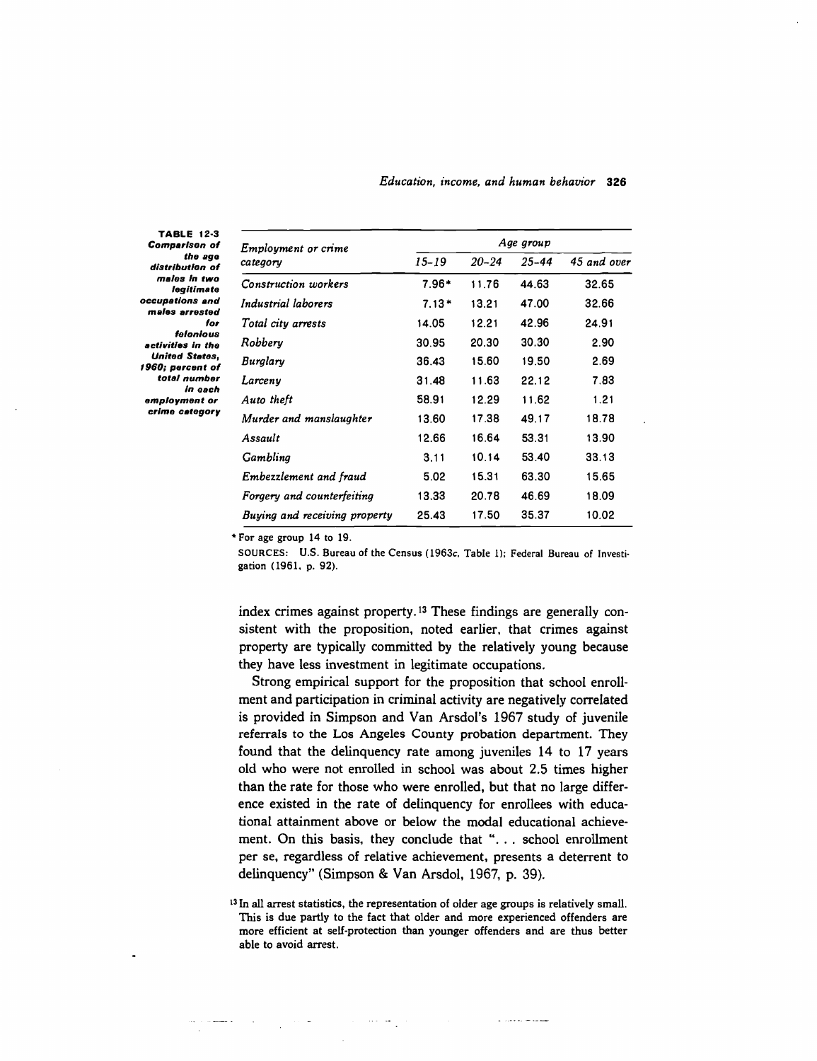**TABLE 12-3** *Comparison of the age distribution of males in two legitimate occupations and males arrested for felonious activities in the United States, 1960; percent of total number in each employment or crime category*

| *Employment or crime category* | *Age group* | | | |
|---|---|---|---|---|
| | *15–19* | *20–24* | *25–44* | *45 and over* |
| *Construction workers* | 7.96* | 11.76 | 44.63 | 32.65 |
| *Industrial laborers* | 7.13* | 13.21 | 47.00 | 32.66 |
| *Total city arrests* | 14.05 | 12.21 | 42.96 | 24.91 |
| *Robbery* | 30.95 | 20.30 | 30.30 | 2.90 |
| *Burglary* | 36.43 | 15.60 | 19.50 | 2.69 |
| *Larceny* | 31.48 | 11.63 | 22.12 | 7.83 |
| *Auto theft* | 58.91 | 12.29 | 11.62 | 1.21 |
| *Murder and manslaughter* | 13.60 | 17.38 | 49.17 | 18.78 |
| *Assault* | 12.66 | 16.64 | 53.31 | 13.90 |
| *Gambling* | 3.11 | 10.14 | 53.40 | 33.13 |
| *Embezzlement and fraud* | 5.02 | 15.31 | 63.30 | 15.65 |
| *Forgery and counterfeiting* | 13.33 | 20.78 | 46.69 | 18.09 |
| *Buying and receiving property* | 25.43 | 17.50 | 35.37 | 10.02 |

\* For age group 14 to 19.

SOURCES: U.S. Bureau of the Census (1963c, Table 1); Federal Bureau of Investigation (1961, p. 92).

index crimes against property.[13] These findings are generally consistent with the proposition, noted earlier, that crimes against property are typically committed by the relatively young because they have less investment in legitimate occupations.

Strong empirical support for the proposition that school enrollment and participation in criminal activity are negatively correlated is provided in Simpson and Van Arsdol's 1967 study of juvenile referrals to the Los Angeles County probation department. They found that the delinquency rate among juveniles 14 to 17 years old who were not enrolled in school was about 2.5 times higher than the rate for those who were enrolled, but that no large difference existed in the rate of delinquency for enrollees with educational attainment above or below the modal educational achievement. On this basis, they conclude that ". . . school enrollment per se, regardless of relative achievement, presents a deterrent to delinquency" (Simpson & Van Arsdol, 1967, p. 39).

[13] In all arrest statistics, the representation of older age groups is relatively small. This is due partly to the fact that older and more experienced offenders are more efficient at self-protection than younger offenders and are thus better able to avoid arrest.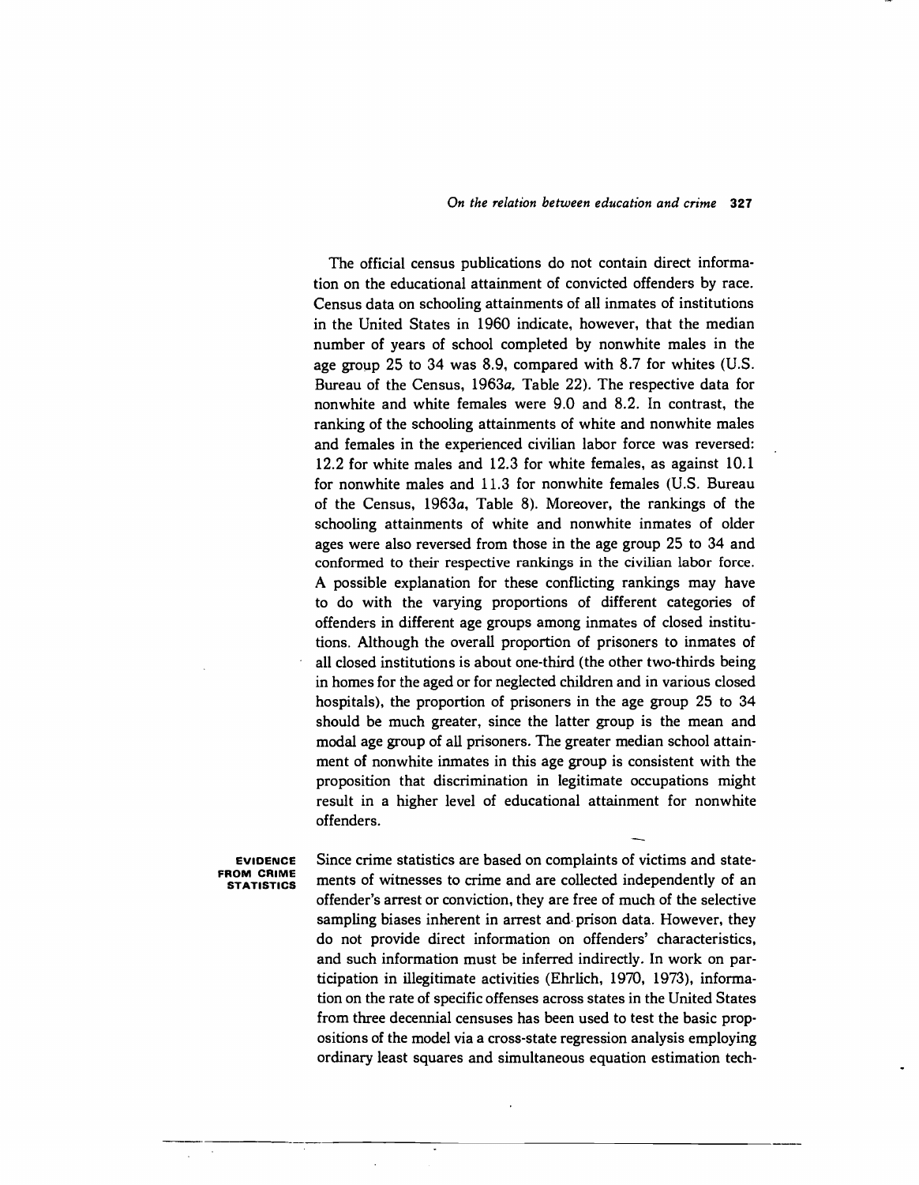The official census publications do not contain direct information on the educational attainment of convicted offenders by race. Census data on schooling attainments of all inmates of institutions in the United States in 1960 indicate, however, that the median number of years of school completed by nonwhite males in the age group 25 to 34 was 8.9, compared with 8.7 for whites (U.S. Bureau of the Census, 1963*a*, Table 22). The respective data for nonwhite and white females were 9.0 and 8.2. In contrast, the ranking of the schooling attainments of white and nonwhite males and females in the experienced civilian labor force was reversed: 12.2 for white males and 12.3 for white females, as against 10.1 for nonwhite males and 11.3 for nonwhite females (U.S. Bureau of the Census, 1963*a*, Table 8). Moreover, the rankings of the schooling attainments of white and nonwhite inmates of older ages were also reversed from those in the age group 25 to 34 and conformed to their respective rankings in the civilian labor force. A possible explanation for these conflicting rankings may have to do with the varying proportions of different categories of offenders in different age groups among inmates of closed institutions. Although the overall proportion of prisoners to inmates of all closed institutions is about one-third (the other two-thirds being in homes for the aged or for neglected children and in various closed hospitals), the proportion of prisoners in the age group 25 to 34 should be much greater, since the latter group is the mean and modal age group of all prisoners. The greater median school attainment of nonwhite inmates in this age group is consistent with the proposition that discrimination in legitimate occupations might result in a higher level of educational attainment for nonwhite offenders.

## EVIDENCE FROM CRIME STATISTICS

Since crime statistics are based on complaints of victims and statements of witnesses to crime and are collected independently of an offender's arrest or conviction, they are free of much of the selective sampling biases inherent in arrest and prison data. However, they do not provide direct information on offenders' characteristics, and such information must be inferred indirectly. In work on participation in illegitimate activities (Ehrlich, 1970, 1973), information on the rate of specific offenses across states in the United States from three decennial censuses has been used to test the basic propositions of the model via a cross-state regression analysis employing ordinary least squares and simultaneous equation estimation tech-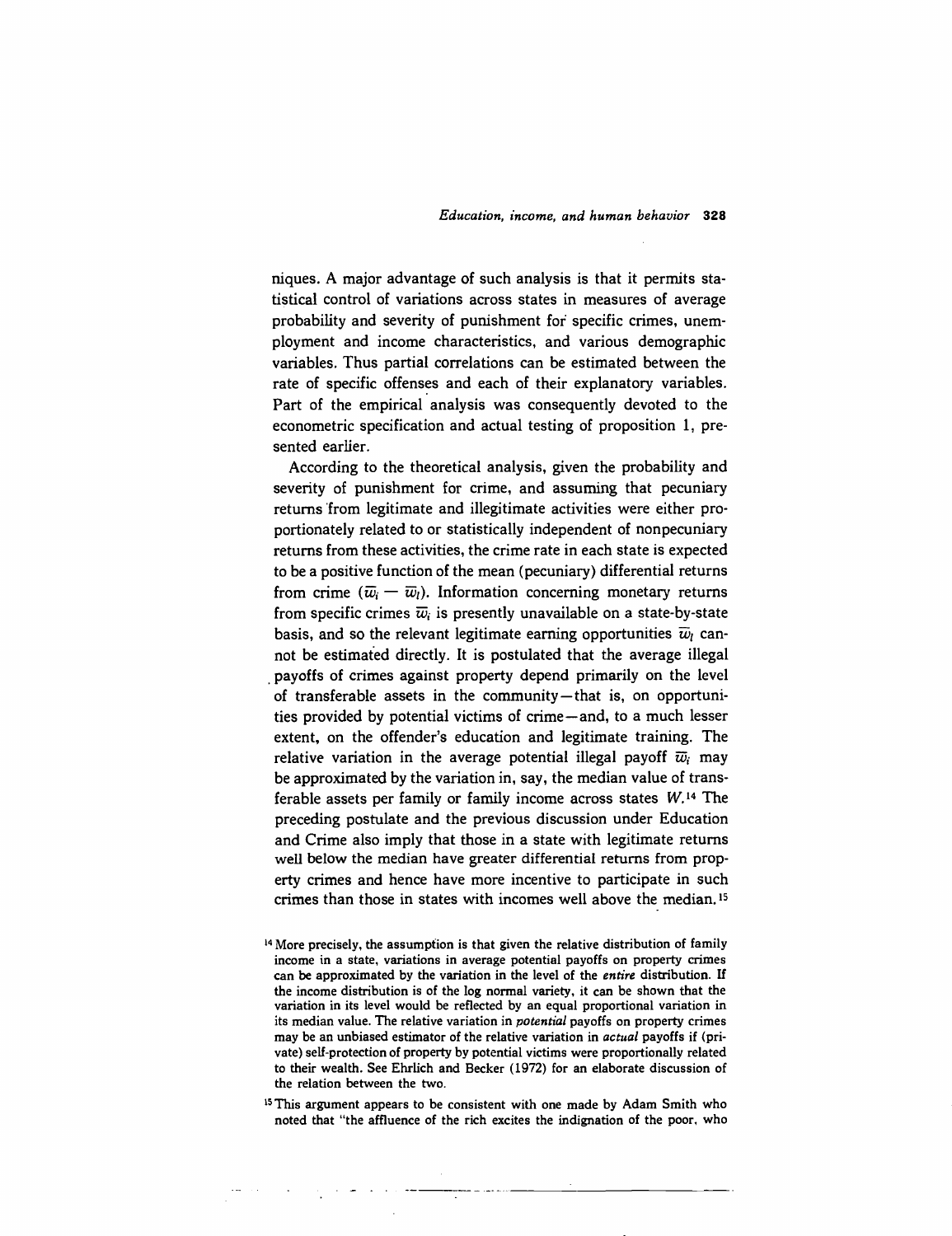niques. A major advantage of such analysis is that it permits statistical control of variations across states in measures of average probability and severity of punishment for specific crimes, unemployment and income characteristics, and various demographic variables. Thus partial correlations can be estimated between the rate of specific offenses and each of their explanatory variables. Part of the empirical analysis was consequently devoted to the econometric specification and actual testing of proposition 1, presented earlier.

According to the theoretical analysis, given the probability and severity of punishment for crime, and assuming that pecuniary returns from legitimate and illegitimate activities were either proportionately related to or statistically independent of nonpecuniary returns from these activities, the crime rate in each state is expected to be a positive function of the mean (pecuniary) differential returns from crime $(\overline{w}_i - \overline{w}_l)$. Information concerning monetary returns from specific crimes $\overline{w}_i$ is presently unavailable on a state-by-state basis, and so the relevant legitimate earning opportunities $\overline{w}_l$ cannot be estimated directly. It is postulated that the average illegal payoffs of crimes against property depend primarily on the level of transferable assets in the community—that is, on opportunities provided by potential victims of crime—and, to a much lesser extent, on the offender's education and legitimate training. The relative variation in the average potential illegal payoff $\overline{w}_i$ may be approximated by the variation in, say, the median value of transferable assets per family or family income across states $W$.[14] The preceding postulate and the previous discussion under Education and Crime also imply that those in a state with legitimate returns well below the median have greater differential returns from property crimes and hence have more incentive to participate in such crimes than those in states with incomes well above the median.[15]

[14] More precisely, the assumption is that given the relative distribution of family income in a state, variations in average potential payoffs on property crimes can be approximated by the variation in the level of the *entire* distribution. If the income distribution is of the log normal variety, it can be shown that the variation in its level would be reflected by an equal proportional variation in its median value. The relative variation in *potential* payoffs on property crimes may be an unbiased estimator of the relative variation in *actual* payoffs if (private) self-protection of property by potential victims were proportionally related to their wealth. See Ehrlich and Becker (1972) for an elaborate discussion of the relation between the two.

[15] This argument appears to be consistent with one made by Adam Smith who noted that "the affluence of the rich excites the indignation of the poor, who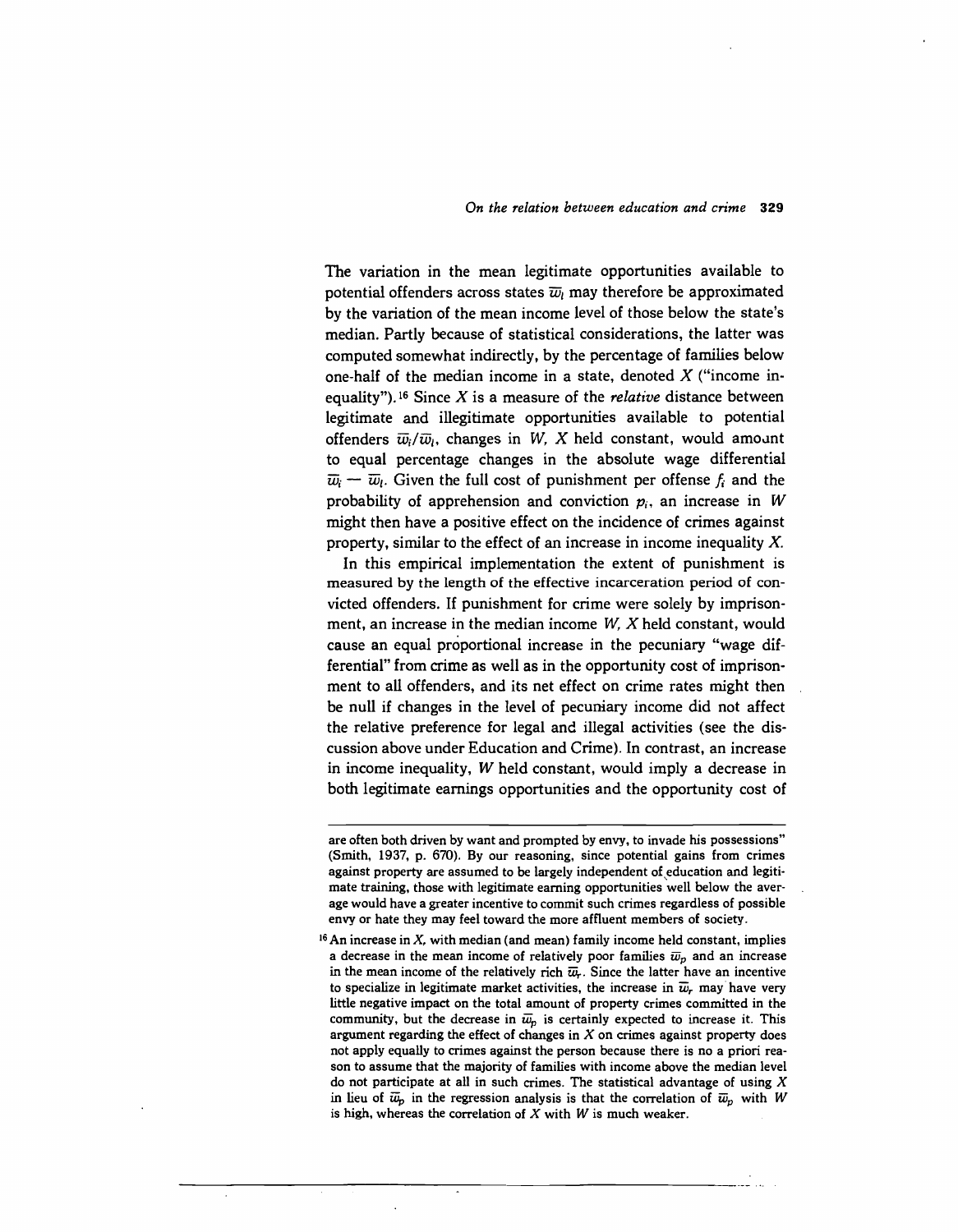The variation in the mean legitimate opportunities available to potential offenders across states $\overline{w}_l$ may therefore be approximated by the variation of the mean income level of those below the state's median. Partly because of statistical considerations, the latter was computed somewhat indirectly, by the percentage of families below one-half of the median income in a state, denoted $X$ ("income inequality").[16] Since $X$ is a measure of the *relative* distance between legitimate and illegitimate opportunities available to potential offenders $\overline{w}_i/\overline{w}_l$, changes in $W$, $X$ held constant, would amount to equal percentage changes in the absolute wage differential $\overline{w}_i - \overline{w}_l$. Given the full cost of punishment per offense $f_i$ and the probability of apprehension and conviction $p_i$, an increase in $W$ might then have a positive effect on the incidence of crimes against property, similar to the effect of an increase in income inequality $X$.

In this empirical implementation the extent of punishment is measured by the length of the effective incarceration period of convicted offenders. If punishment for crime were solely by imprisonment, an increase in the median income $W$, $X$ held constant, would cause an equal proportional increase in the pecuniary "wage differential" from crime as well as in the opportunity cost of imprisonment to all offenders, and its net effect on crime rates might then be null if changes in the level of pecuniary income did not affect the relative preference for legal and illegal activities (see the discussion above under Education and Crime). In contrast, an increase in income inequality, $W$ held constant, would imply a decrease in both legitimate earnings opportunities and the opportunity cost of

---

are often both driven by want and prompted by envy, to invade his possessions" (Smith, 1937, p. 670). By our reasoning, since potential gains from crimes against property are assumed to be largely independent of education and legitimate training, those with legitimate earning opportunities well below the average would have a greater incentive to commit such crimes regardless of possible envy or hate they may feel toward the more affluent members of society.

[16] An increase in $X$, with median (and mean) family income held constant, implies a decrease in the mean income of relatively poor families $\overline{w}_p$ and an increase in the mean income of the relatively rich $\overline{w}_r$. Since the latter have an incentive to specialize in legitimate market activities, the increase in $\overline{w}_r$ may have very little negative impact on the total amount of property crimes committed in the community, but the decrease in $\overline{w}_p$ is certainly expected to increase it. This argument regarding the effect of changes in $X$ on crimes against property does not apply equally to crimes against the person because there is no a priori reason to assume that the majority of families with income above the median level do not participate at all in such crimes. The statistical advantage of using $X$ in lieu of $\overline{w}_p$ in the regression analysis is that the correlation of $\overline{w}_p$ with $W$ is high, whereas the correlation of $X$ with $W$ is much weaker.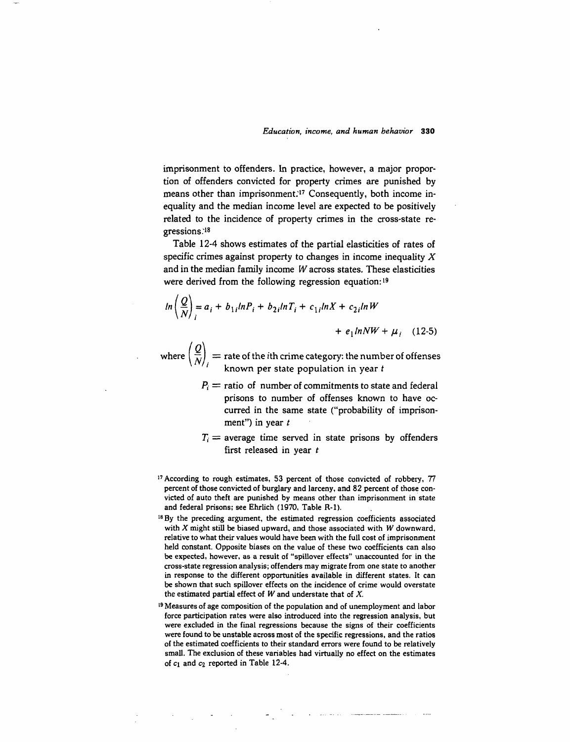imprisonment to offenders. In practice, however, a major proportion of offenders convicted for property crimes are punished by means other than imprisonment.[17] Consequently, both income inequality and the median income level are expected to be positively related to the incidence of property crimes in the cross-state regressions.[18]

Table 12-4 shows estimates of the partial elasticities of rates of specific crimes against property to changes in income inequality $X$ and in the median family income $W$ across states. These elasticities were derived from the following regression equation:[19]

$$ln\left(\frac{Q}{N}\right)_i = a_i + b_{1i} lnP_i + b_{2i} lnT_i + c_{1i} lnX + c_{2i} lnW + e_1 lnNW + \mu_i \quad (12\text{-}5)$$

where $\left(\frac{Q}{N}\right)_i$ = rate of the $i$th crime category: the number of offenses known per state population in year $t$

$P_i$ = ratio of number of commitments to state and federal prisons to number of offenses known to have occurred in the same state ("probability of imprisonment") in year $t$

$T_i$ = average time served in state prisons by offenders first released in year $t$

[17] According to rough estimates, 53 percent of those convicted of robbery, 77 percent of those convicted of burglary and larceny, and 82 percent of those convicted of auto theft are punished by means other than imprisonment in state and federal prisons; see Ehrlich (1970, Table R-1).

[18] By the preceding argument, the estimated regression coefficients associated with $X$ might still be biased upward, and those associated with $W$ downward, relative to what their values would have been with the full cost of imprisonment held constant. Opposite biases on the value of these two coefficients can also be expected, however, as a result of "spillover effects" unaccounted for in the cross-state regression analysis; offenders may migrate from one state to another in response to the different opportunities available in different states. It can be shown that such spillover effects on the incidence of crime would overstate the estimated partial effect of $W$ and understate that of $X$.

[19] Measures of age composition of the population and of unemployment and labor force participation rates were also introduced into the regression analysis, but were excluded in the final regressions because the signs of their coefficients were found to be unstable across most of the specific regressions, and the ratios of the estimated coefficients to their standard errors were found to be relatively small. The exclusion of these variables had virtually no effect on the estimates of $c_1$ and $c_2$ reported in Table 12-4.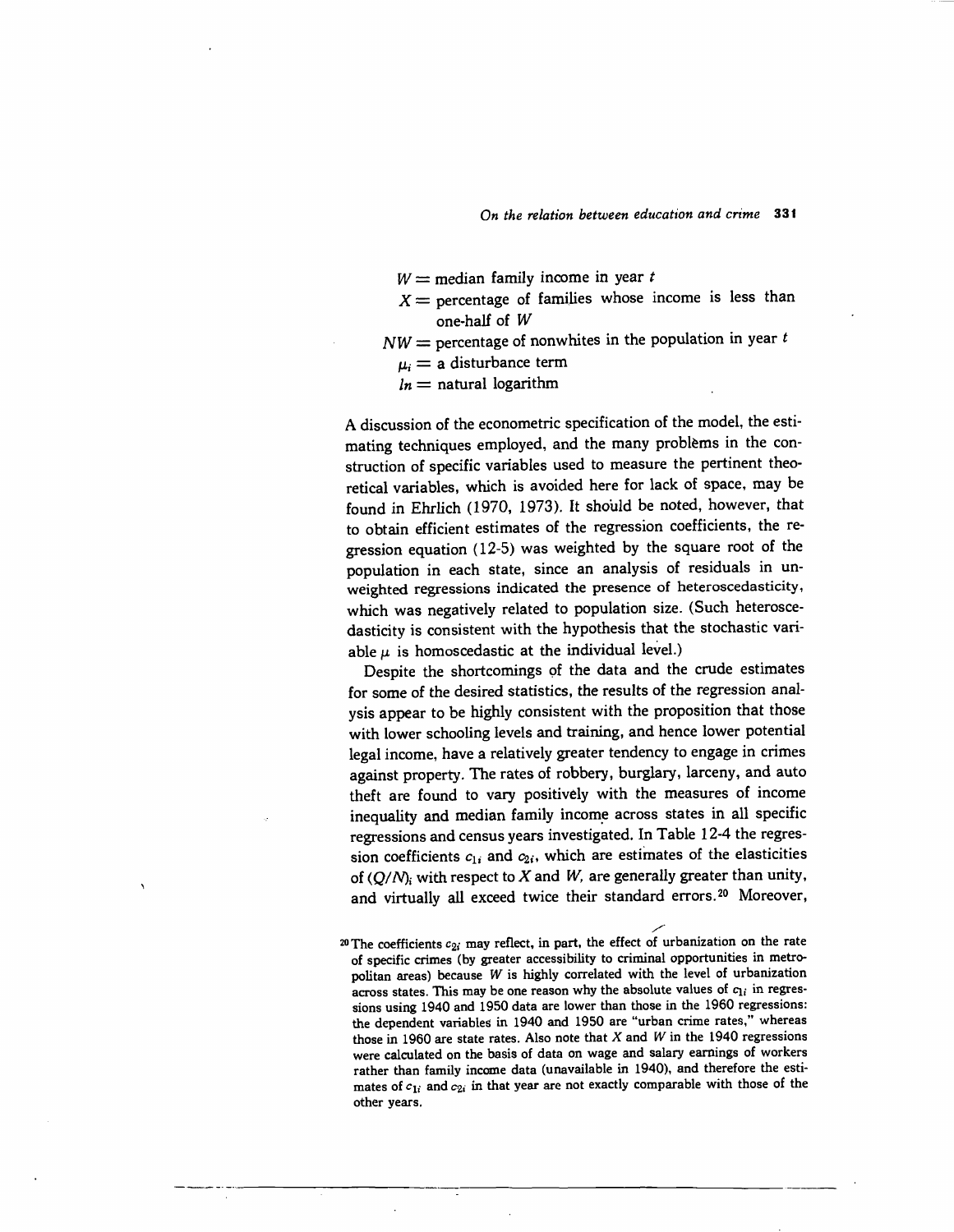$W$ = median family income in year $t$

$X$ = percentage of families whose income is less than one-half of $W$

$NW$ = percentage of nonwhites in the population in year $t$

$\mu_i$ = a disturbance term

$ln$ = natural logarithm

A discussion of the econometric specification of the model, the estimating techniques employed, and the many problems in the construction of specific variables used to measure the pertinent theoretical variables, which is avoided here for lack of space, may be found in Ehrlich (1970, 1973). It should be noted, however, that to obtain efficient estimates of the regression coefficients, the regression equation (12-5) was weighted by the square root of the population in each state, since an analysis of residuals in unweighted regressions indicated the presence of heteroscedasticity, which was negatively related to population size. (Such heteroscedasticity is consistent with the hypothesis that the stochastic variable $\mu$ is homoscedastic at the individual level.)

Despite the shortcomings of the data and the crude estimates for some of the desired statistics, the results of the regression analysis appear to be highly consistent with the proposition that those with lower schooling levels and training, and hence lower potential legal income, have a relatively greater tendency to engage in crimes against property. The rates of robbery, burglary, larceny, and auto theft are found to vary positively with the measures of income inequality and median family income across states in all specific regressions and census years investigated. In Table 12-4 the regression coefficients $c_{1i}$ and $c_{2i}$, which are estimates of the elasticities of $(Q/N)_i$ with respect to $X$ and $W$, are generally greater than unity, and virtually all exceed twice their standard errors.[20] Moreover,

[20] The coefficients $c_{2i}$ may reflect, in part, the effect of urbanization on the rate of specific crimes (by greater accessibility to criminal opportunities in metropolitan areas) because $W$ is highly correlated with the level of urbanization across states. This may be one reason why the absolute values of $c_{1i}$ in regressions using 1940 and 1950 data are lower than those in the 1960 regressions: the dependent variables in 1940 and 1950 are "urban crime rates," whereas those in 1960 are state rates. Also note that $X$ and $W$ in the 1940 regressions were calculated on the basis of data on wage and salary earnings of workers rather than family income data (unavailable in 1940), and therefore the estimates of $c_{1i}$ and $c_{2i}$ in that year are not exactly comparable with those of the other years.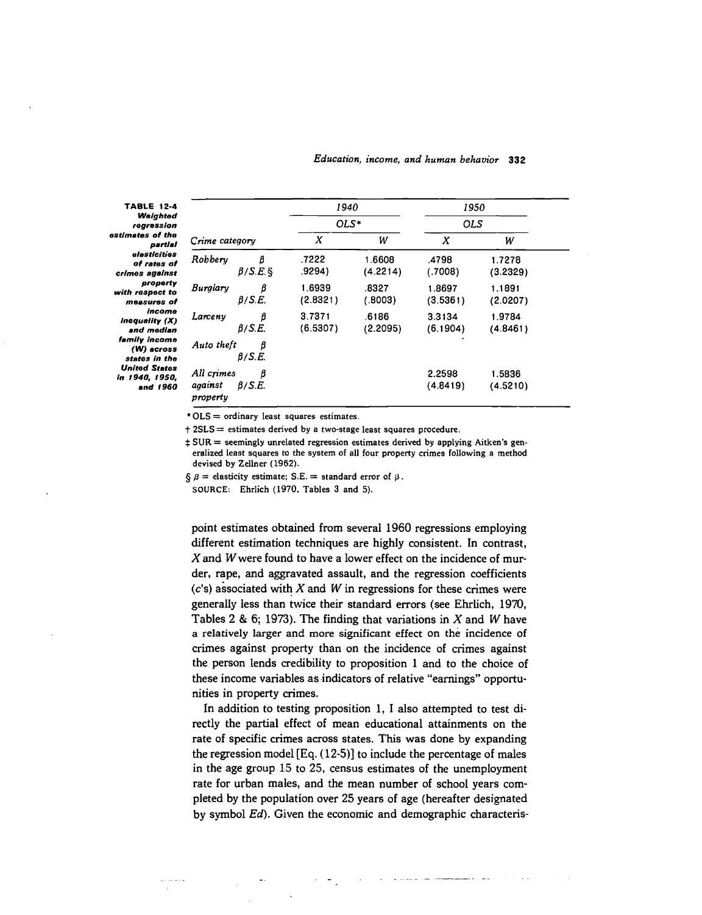**TABLE 12-4 Weighted regression estimates of the partial elasticities of rates of crimes against property with respect to measures of income inequality (X) and median family income (W) across states in the United States in 1940, 1950, and 1960**

| Crime category | | 1940 | | 1950 | |
|---|---|---|---|---|---|
| | | OLS* | | OLS | |
| | | X | W | X | W |
| Robbery | β | .7222 | 1.6608 | .4798 | 1.7278 |
| | β/S.E.§ | .9294) | (4.2214) | (.7008) | (3.2329) |
| Burglary | β | 1.6939 | .8327 | 1.8697 | 1.1891 |
| | β/S.E. | (2.8321) | (.8003) | (3.5361) | (2.0207) |
| Larceny | β | 3.7371 | .6186 | 3.3134 | 1.9784 |
| | β/S.E. | (6.5307) | (2.2095) | (6.1904) | (4.8461) |
| Auto theft | β | | | | |
| | β/S.E. | | | | |
| All crimes against property | β | | | 2.2598 | 1.5836 |
| | β/S.E. | | | (4.8419) | (4.5210) |

\* OLS = ordinary least squares estimates.

† 2SLS = estimates derived by a two-stage least squares procedure.

‡ SUR = seemingly unrelated regression estimates derived by applying Aitken's generalized least squares to the system of all four property crimes following a method devised by Zellner (1962).

§ β = elasticity estimate; S.E. = standard error of β.

SOURCE: Ehrlich (1970, Tables 3 and 5).

point estimates obtained from several 1960 regressions employing different estimation techniques are highly consistent. In contrast, $X$ and $W$ were found to have a lower effect on the incidence of murder, rape, and aggravated assault, and the regression coefficients ($c$'s) associated with $X$ and $W$ in regressions for these crimes were generally less than twice their standard errors (see Ehrlich, 1970, Tables 2 & 6; 1973). The finding that variations in $X$ and $W$ have a relatively larger and more significant effect on the incidence of crimes against property than on the incidence of crimes against the person lends credibility to proposition 1 and to the choice of these income variables as indicators of relative "earnings" opportunities in property crimes.

In addition to testing proposition 1, I also attempted to test directly the partial effect of mean educational attainments on the rate of specific crimes across states. This was done by expanding the regression model [Eq. (12-5)] to include the percentage of males in the age group 15 to 25, census estimates of the unemployment rate for urban males, and the mean number of school years completed by the population over 25 years of age (hereafter designated by symbol $Ed$). Given the economic and demographic characteris-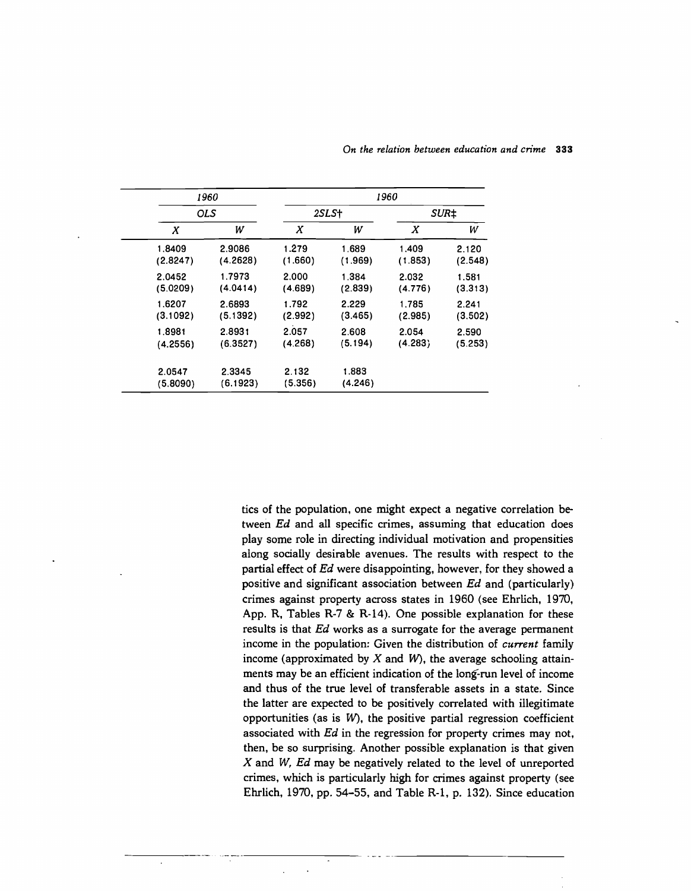| 1960 | | 1960 | | | |
|---|---|---|---|---|---|
| OLS | | 2SLS† | | SUR‡ | |
| X | W | X | W | X | W |
| 1.8409 | 2.9086 | 1.279 | 1.689 | 1.409 | 2.120 |
| (2.8247) | (4.2628) | (1.660) | (1.969) | (1.853) | (2.548) |
| 2.0452 | 1.7973 | 2.000 | 1.384 | 2.032 | 1.581 |
| (5.0209) | (4.0414) | (4.689) | (2.839) | (4.776) | (3.313) |
| 1.6207 | 2.6893 | 1.792 | 2.229 | 1.785 | 2.241 |
| (3.1092) | (5.1392) | (2.992) | (3.465) | (2.985) | (3.502) |
| 1.8981 | 2.8931 | 2.057 | 2.608 | 2.054 | 2.590 |
| (4.2556) | (6.3527) | (4.268) | (5.194) | (4.283) | (5.253) |
| 2.0547 | 2.3345 | 2.132 | 1.883 | | |
| (5.8090) | (6.1923) | (5.356) | (4.246) | | |

tics of the population, one might expect a negative correlation between *Ed* and all specific crimes, assuming that education does play some role in directing individual motivation and propensities along socially desirable avenues. The results with respect to the partial effect of *Ed* were disappointing, however, for they showed a positive and significant association between *Ed* and (particularly) crimes against property across states in 1960 (see Ehrlich, 1970, App. R, Tables R-7 & R-14). One possible explanation for these results is that *Ed* works as a surrogate for the average permanent income in the population: Given the distribution of *current* family income (approximated by $X$ and $W$), the average schooling attainments may be an efficient indication of the long-run level of income and thus of the true level of transferable assets in a state. Since the latter are expected to be positively correlated with illegitimate opportunities (as is $W$), the positive partial regression coefficient associated with *Ed* in the regression for property crimes may not, then, be so surprising. Another possible explanation is that given $X$ and $W$, *Ed* may be negatively related to the level of unreported crimes, which is particularly high for crimes against property (see Ehrlich, 1970, pp. 54–55, and Table R-1, p. 132). Since education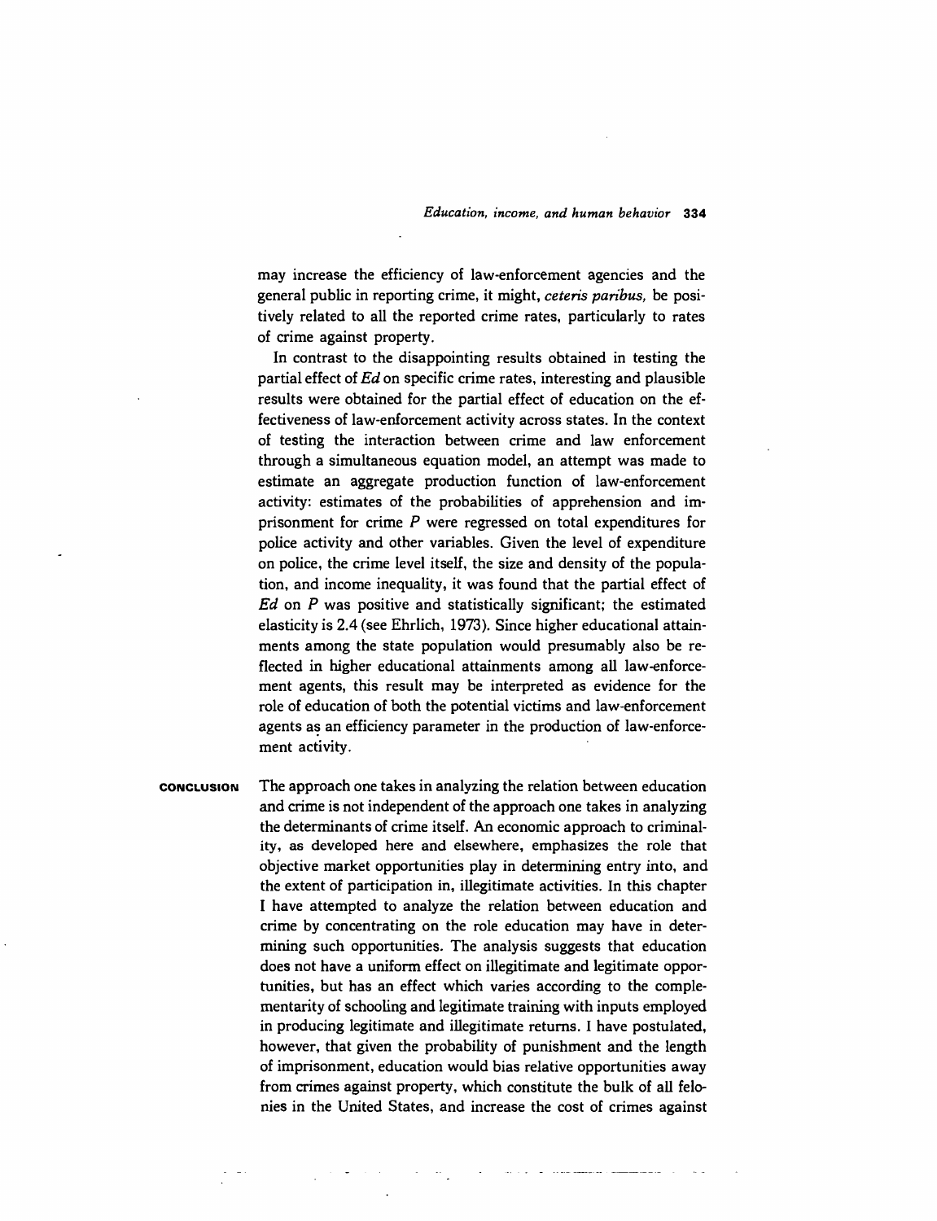may increase the efficiency of law-enforcement agencies and the general public in reporting crime, it might, *ceteris paribus*, be positively related to all the reported crime rates, particularly to rates of crime against property.

In contrast to the disappointing results obtained in testing the partial effect of *Ed* on specific crime rates, interesting and plausible results were obtained for the partial effect of education on the effectiveness of law-enforcement activity across states. In the context of testing the interaction between crime and law enforcement through a simultaneous equation model, an attempt was made to estimate an aggregate production function of law-enforcement activity: estimates of the probabilities of apprehension and imprisonment for crime $P$ were regressed on total expenditures for police activity and other variables. Given the level of expenditure on police, the crime level itself, the size and density of the population, and income inequality, it was found that the partial effect of *Ed* on $P$ was positive and statistically significant; the estimated elasticity is 2.4 (see Ehrlich, 1973). Since higher educational attainments among the state population would presumably also be reflected in higher educational attainments among all law-enforcement agents, this result may be interpreted as evidence for the role of education of both the potential victims and law-enforcement agents as an efficiency parameter in the production of law-enforcement activity.

## CONCLUSION

The approach one takes in analyzing the relation between education and crime is not independent of the approach one takes in analyzing the determinants of crime itself. An economic approach to criminality, as developed here and elsewhere, emphasizes the role that objective market opportunities play in determining entry into, and the extent of participation in, illegitimate activities. In this chapter I have attempted to analyze the relation between education and crime by concentrating on the role education may have in determining such opportunities. The analysis suggests that education does not have a uniform effect on illegitimate and legitimate opportunities, but has an effect which varies according to the complementarity of schooling and legitimate training with inputs employed in producing legitimate and illegitimate returns. I have postulated, however, that given the probability of punishment and the length of imprisonment, education would bias relative opportunities away from crimes against property, which constitute the bulk of all felonies in the United States, and increase the cost of crimes against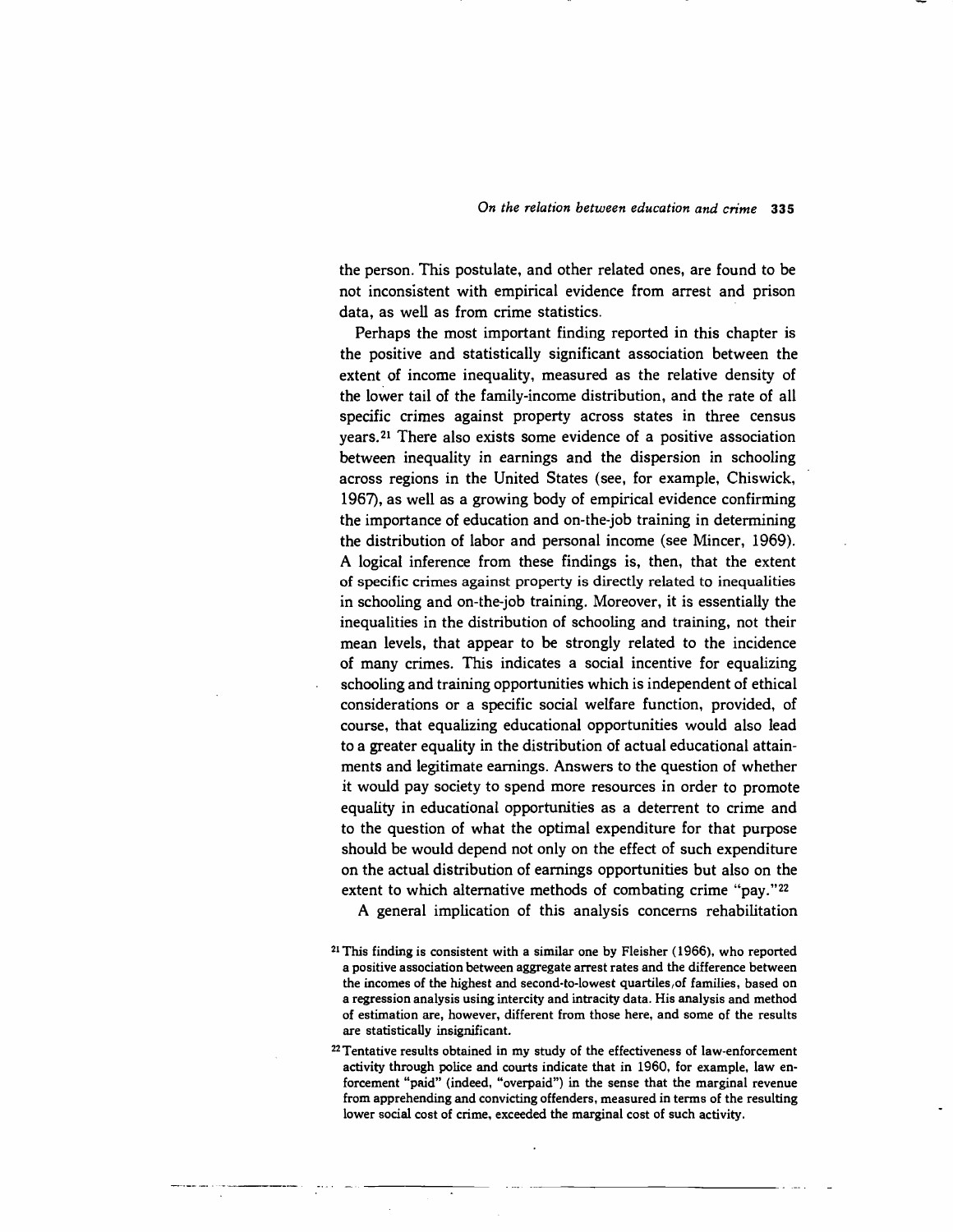the person. This postulate, and other related ones, are found to be not inconsistent with empirical evidence from arrest and prison data, as well as from crime statistics.

Perhaps the most important finding reported in this chapter is the positive and statistically significant association between the extent of income inequality, measured as the relative density of the lower tail of the family-income distribution, and the rate of all specific crimes against property across states in three census years.[21] There also exists some evidence of a positive association between inequality in earnings and the dispersion in schooling across regions in the United States (see, for example, Chiswick, 1967), as well as a growing body of empirical evidence confirming the importance of education and on-the-job training in determining the distribution of labor and personal income (see Mincer, 1969). A logical inference from these findings is, then, that the extent of specific crimes against property is directly related to inequalities in schooling and on-the-job training. Moreover, it is essentially the inequalities in the distribution of schooling and training, not their mean levels, that appear to be strongly related to the incidence of many crimes. This indicates a social incentive for equalizing schooling and training opportunities which is independent of ethical considerations or a specific social welfare function, provided, of course, that equalizing educational opportunities would also lead to a greater equality in the distribution of actual educational attainments and legitimate earnings. Answers to the question of whether it would pay society to spend more resources in order to promote equality in educational opportunities as a deterrent to crime and to the question of what the optimal expenditure for that purpose should be would depend not only on the effect of such expenditure on the actual distribution of earnings opportunities but also on the extent to which alternative methods of combating crime "pay."[22]

A general implication of this analysis concerns rehabilitation

[21] This finding is consistent with a similar one by Fleisher (1966), who reported a positive association between aggregate arrest rates and the difference between the incomes of the highest and second-to-lowest quartiles of families, based on a regression analysis using intercity and intracity data. His analysis and method of estimation are, however, different from those here, and some of the results are statistically insignificant.

[22] Tentative results obtained in my study of the effectiveness of law-enforcement activity through police and courts indicate that in 1960, for example, law enforcement "paid" (indeed, "overpaid") in the sense that the marginal revenue from apprehending and convicting offenders, measured in terms of the resulting lower social cost of crime, exceeded the marginal cost of such activity.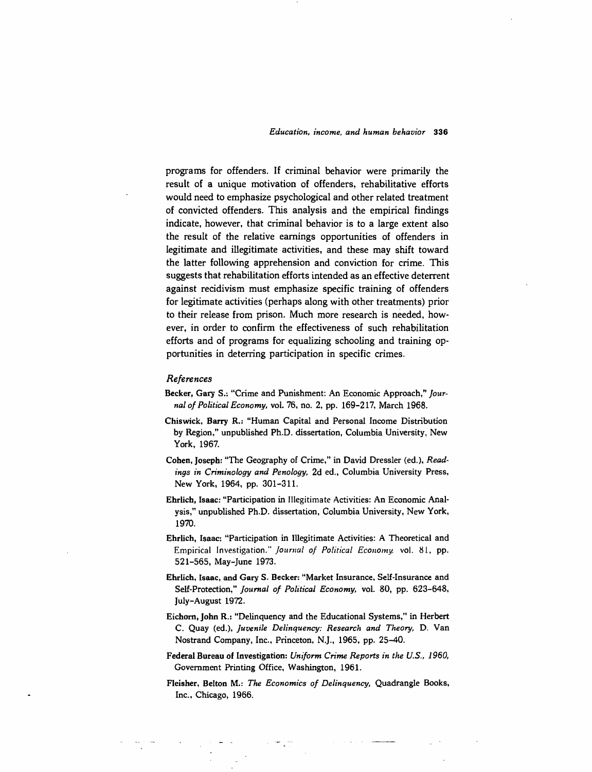programs for offenders. If criminal behavior were primarily the result of a unique motivation of offenders, rehabilitative efforts would need to emphasize psychological and other related treatment of convicted offenders. This analysis and the empirical findings indicate, however, that criminal behavior is to a large extent also the result of the relative earnings opportunities of offenders in legitimate and illegitimate activities, and these may shift toward the latter following apprehension and conviction for crime. This suggests that rehabilitation efforts intended as an effective deterrent against recidivism must emphasize specific training of offenders for legitimate activities (perhaps along with other treatments) prior to their release from prison. Much more research is needed, however, in order to confirm the effectiveness of such rehabilitation efforts and of programs for equalizing schooling and training opportunities in deterring participation in specific crimes.

### *References*

**Becker, Gary S.:** "Crime and Punishment: An Economic Approach," *Journal of Political Economy*, vol. 76, no. 2, pp. 169–217, March 1968.

**Chiswick, Barry R.:** "Human Capital and Personal Income Distribution by Region," unpublished Ph.D. dissertation, Columbia University, New York, 1967.

**Cohen, Joseph:** "The Geography of Crime," in David Dressler (ed.), *Readings in Criminology and Penology*, 2d ed., Columbia University Press, New York, 1964, pp. 301–311.

**Ehrlich, Isaac:** "Participation in Illegitimate Activities: An Economic Analysis," unpublished Ph.D. dissertation, Columbia University, New York, 1970.

**Ehrlich, Isaac:** "Participation in Illegitimate Activities: A Theoretical and Empirical Investigation." *Journal of Political Economy*. vol. 81, pp. 521–565, May–June 1973.

**Ehrlich, Isaac, and Gary S. Becker:** "Market Insurance, Self-Insurance and Self-Protection," *Journal of Political Economy*, vol. 80, pp. 623–648, July–August 1972.

**Eichorn, John R.:** "Delinquency and the Educational Systems," in Herbert C. Quay (ed.), *Juvenile Delinquency: Research and Theory*, D. Van Nostrand Company, Inc., Princeton, N.J., 1965, pp. 25–40.

**Federal Bureau of Investigation:** *Uniform Crime Reports in the U.S., 1960*, Government Printing Office, Washington, 1961.

**Fleisher, Belton M.:** *The Economics of Delinquency*, Quadrangle Books, Inc., Chicago, 1966.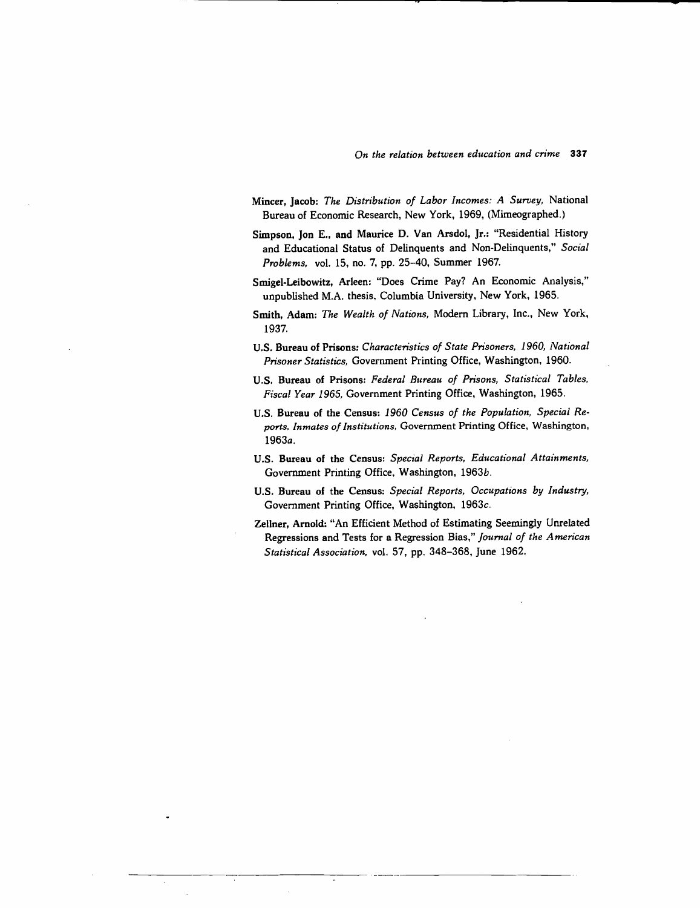**Mincer, Jacob:** *The Distribution of Labor Incomes: A Survey,* National Bureau of Economic Research, New York, 1969, (Mimeographed.)

**Simpson, Jon E., and Maurice D. Van Arsdol, Jr.:** "Residential History and Educational Status of Delinquents and Non-Delinquents," *Social Problems,* vol. 15, no. 7, pp. 25–40, Summer 1967.

**Smigel-Leibowitz, Arleen:** "Does Crime Pay? An Economic Analysis," unpublished M.A. thesis, Columbia University, New York, 1965.

**Smith, Adam:** *The Wealth of Nations,* Modern Library, Inc., New York, 1937.

**U.S. Bureau of Prisons:** *Characteristics of State Prisoners, 1960, National Prisoner Statistics,* Government Printing Office, Washington, 1960.

**U.S. Bureau of Prisons:** *Federal Bureau of Prisons, Statistical Tables, Fiscal Year 1965,* Government Printing Office, Washington, 1965.

**U.S. Bureau of the Census:** *1960 Census of the Population, Special Reports, Inmates of Institutions,* Government Printing Office, Washington, 1963*a*.

**U.S. Bureau of the Census:** *Special Reports, Educational Attainments,* Government Printing Office, Washington, 1963*b*.

**U.S. Bureau of the Census:** *Special Reports, Occupations by Industry,* Government Printing Office, Washington, 1963*c*.

**Zellner, Arnold:** "An Efficient Method of Estimating Seemingly Unrelated Regressions and Tests for a Regression Bias," *Journal of the American Statistical Association,* vol. 57, pp. 348–368, June 1962.